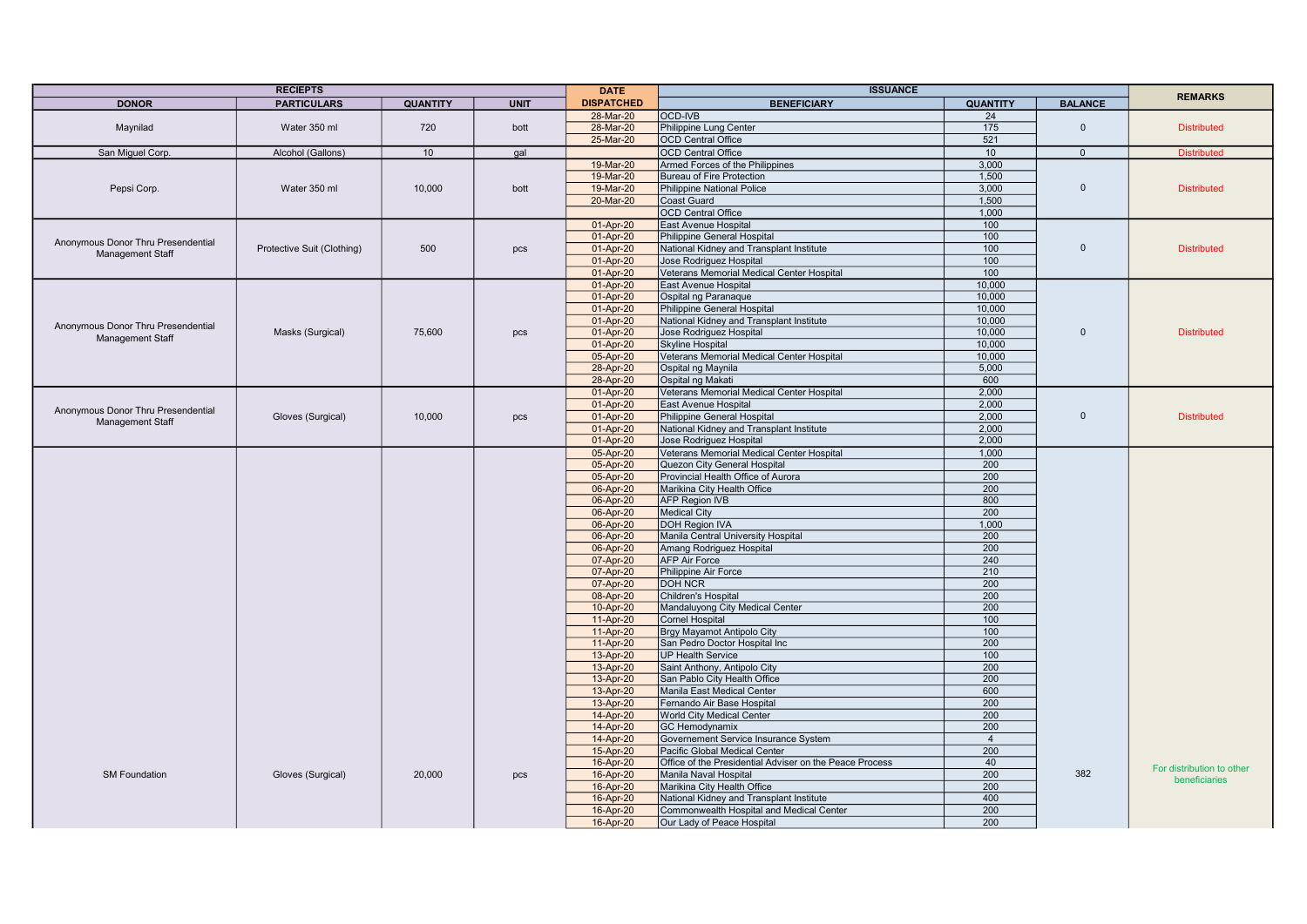| RECIEPTS | | | | DATE | ISSUANCE | | | REMARKS |
|---|---|---|---|---|---|---|---|---|
| DONOR | PARTICULARS | QUANTITY | UNIT | DISPATCHED | BENEFICIARY | QUANTITY | BALANCE | |
| Maynilad | Water 350 ml | 720 | bott | 28-Mar-20 | OCD-IVB | 24 | 0 | Distributed |
| | | | | 28-Mar-20 | Philippine Lung Center | 175 | | |
| | | | | 25-Mar-20 | OCD Central Office | 521 | | |
| San Miguel Corp. | Alcohol (Gallons) | 10 | gal | | OCD Central Office | 10 | 0 | Distributed |
| Pepsi Corp. | Water 350 ml | 10,000 | bott | 19-Mar-20 | Armed Forces of the Philippines | 3,000 | 0 | Distributed |
| | | | | 19-Mar-20 | Bureau of Fire Protection | 1,500 | | |
| | | | | 19-Mar-20 | Philippine National Police | 3,000 | | |
| | | | | 20-Mar-20 | Coast Guard | 1,500 | | |
| | | | | | OCD Central Office | 1,000 | | |
| Anonymous Donor Thru Presendential Management Staff | Protective Suit (Clothing) | 500 | pcs | 01-Apr-20 | East Avenue Hospital | 100 | 0 | Distributed |
| | | | | 01-Apr-20 | Philippine General Hospital | 100 | | |
| | | | | 01-Apr-20 | National Kidney and Transplant Institute | 100 | | |
| | | | | 01-Apr-20 | Jose Rodriguez Hospital | 100 | | |
| | | | | 01-Apr-20 | Veterans Memorial Medical Center Hospital | 100 | | |
| Anonymous Donor Thru Presendential Management Staff | Masks (Surgical) | 75,600 | pcs | 01-Apr-20 | East Avenue Hospital | 10,000 | 0 | Distributed |
| | | | | 01-Apr-20 | Ospital ng Paranaque | 10,000 | | |
| | | | | 01-Apr-20 | Philippine General Hospital | 10,000 | | |
| | | | | 01-Apr-20 | National Kidney and Transplant Institute | 10,000 | | |
| | | | | 01-Apr-20 | Jose Rodriguez Hospital | 10,000 | | |
| | | | | 01-Apr-20 | Skyline Hospital | 10,000 | | |
| | | | | 05-Apr-20 | Veterans Memorial Medical Center Hospital | 10,000 | | |
| | | | | 28-Apr-20 | Ospital ng Maynila | 5,000 | | |
| | | | | 28-Apr-20 | Ospital ng Makati | 600 | | |
| Anonymous Donor Thru Presendential Management Staff | Gloves (Surgical) | 10,000 | pcs | 01-Apr-20 | Veterans Memorial Medical Center Hospital | 2,000 | 0 | Distributed |
| | | | | 01-Apr-20 | East Avenue Hospital | 2,000 | | |
| | | | | 01-Apr-20 | Philippine General Hospital | 2,000 | | |
| | | | | 01-Apr-20 | National Kidney and Transplant Institute | 2,000 | | |
| | | | | 01-Apr-20 | Jose Rodriguez Hospital | 2,000 | | |
| SM Foundation | Gloves (Surgical) | 20,000 | pcs | 05-Apr-20 | Veterans Memorial Medical Center Hospital | 1,000 | 382 | For distribution to other beneficiaries |
| | | | | 05-Apr-20 | Quezon City General Hospital | 200 | | |
| | | | | 05-Apr-20 | Provincial Health Office of Aurora | 200 | | |
| | | | | 06-Apr-20 | Marikina City Health Office | 200 | | |
| | | | | 06-Apr-20 | AFP Region IVB | 800 | | |
| | | | | 06-Apr-20 | Medical City | 200 | | |
| | | | | 06-Apr-20 | DOH Region IVA | 1,000 | | |
| | | | | 06-Apr-20 | Manila Central University Hospital | 200 | | |
| | | | | 06-Apr-20 | Amang Rodriguez Hospital | 200 | | |
| | | | | 07-Apr-20 | AFP Air Force | 240 | | |
| | | | | 07-Apr-20 | Philippine Air Force | 210 | | |
| | | | | 07-Apr-20 | DOH NCR | 200 | | |
| | | | | 08-Apr-20 | Children's Hospital | 200 | | |
| | | | | 10-Apr-20 | Mandaluyong City Medical Center | 200 | | |
| | | | | 11-Apr-20 | Cornel Hospital | 100 | | |
| | | | | 11-Apr-20 | Brgy Mayamot Antipolo City | 100 | | |
| | | | | 11-Apr-20 | San Pedro Doctor Hospital Inc | 200 | | |
| | | | | 13-Apr-20 | UP Health Service | 100 | | |
| | | | | 13-Apr-20 | Saint Anthony, Antipolo City | 200 | | |
| | | | | 13-Apr-20 | San Pablo City Health Office | 200 | | |
| | | | | 13-Apr-20 | Manila East Medical Center | 600 | | |
| | | | | 13-Apr-20 | Fernando Air Base Hospital | 200 | | |
| | | | | 14-Apr-20 | World City Medical Center | 200 | | |
| | | | | 14-Apr-20 | GC Hemodynamix | 200 | | |
| | | | | 14-Apr-20 | Governement Service Insurance System | 4 | | |
| | | | | 15-Apr-20 | Pacific Global Medical Center | 200 | | |
| | | | | 16-Apr-20 | Office of the Presidential Adviser on the Peace Process | 40 | | |
| | | | | 16-Apr-20 | Manila Naval Hospital | 200 | | |
| | | | | 16-Apr-20 | Marikina City Health Office | 200 | | |
| | | | | 16-Apr-20 | National Kidney and Transplant Institute | 400 | | |
| | | | | 16-Apr-20 | Commonwealth Hospital and Medical Center | 200 | | |
| | | | | 16-Apr-20 | Our Lady of Peace Hospital | 200 | | |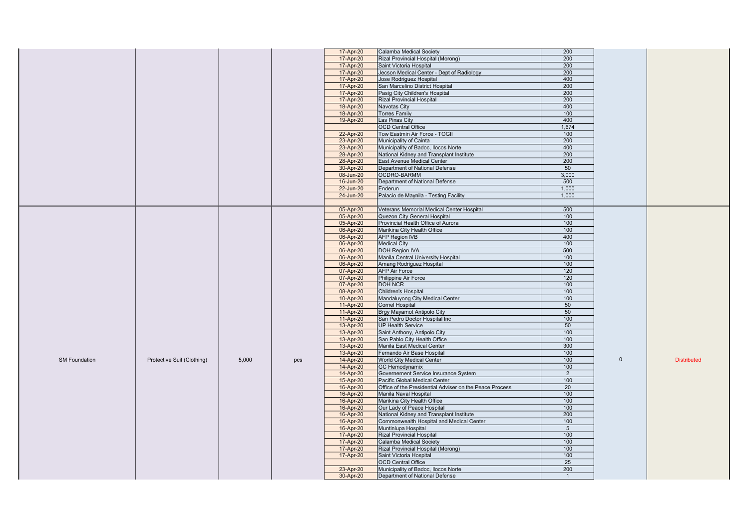| | | | | | | | | |
|---|---|---|---|---|---|---|---|---|
| | | | | 17-Apr-20 | Calamba Medical Society | 200 | | |
| | | | | 17-Apr-20 | Rizal Provincial Hospital (Morong) | 200 | | |
| | | | | 17-Apr-20 | Saint Victoria Hospital | 200 | | |
| | | | | 17-Apr-20 | Jecson Medical Center - Dept of Radiology | 200 | | |
| | | | | 17-Apr-20 | Jose Rodriguez Hospital | 400 | | |
| | | | | 17-Apr-20 | San Marcelino District Hospital | 200 | | |
| | | | | 17-Apr-20 | Pasig City Children's Hospital | 200 | | |
| | | | | 17-Apr-20 | Rizal Provincial Hospital | 200 | | |
| | | | | 18-Apr-20 | Navotas City | 400 | | |
| | | | | 18-Apr-20 | Torres Family | 100 | | |
| | | | | 19-Apr-20 | Las Pinas City | 400 | | |
| | | | | | OCD Central Office | 1,674 | | |
| | | | | 22-Apr-20 | Tow Eastmin Air Force - TOGII | 100 | | |
| | | | | 23-Apr-20 | Municipality of Cainta | 200 | | |
| | | | | 23-Apr-20 | Municipality of Badoc, Ilocos Norte | 400 | | |
| | | | | 28-Apr-20 | National Kidney and Transplant Institute | 200 | | |
| | | | | 28-Apr-20 | East Avenue Medical Center | 200 | | |
| | | | | 30-Apr-20 | Department of National Defense | 50 | | |
| | | | | 08-Jun-20 | OCDRO-BARMM | 3,000 | | |
| | | | | 16-Jun-20 | Department of National Defense | 500 | | |
| | | | | 22-Jun-20 | Enderun | 1,000 | | |
| | | | | 24-Jun-20 | Palacio de Maynila - Testing Facility | 1,000 | | |
| | | | | | | | | |
| SM Foundation | Protective Suit (Clothing) | 5,000 | pcs | 05-Apr-20 | Veterans Memorial Medical Center Hospital | 500 | 0 | Distributed |
| | | | | 05-Apr-20 | Quezon City General Hospital | 100 | | |
| | | | | 05-Apr-20 | Provincial Health Office of Aurora | 100 | | |
| | | | | 06-Apr-20 | Marikina City Health Office | 100 | | |
| | | | | 06-Apr-20 | AFP Region IVB | 400 | | |
| | | | | 06-Apr-20 | Medical City | 100 | | |
| | | | | 06-Apr-20 | DOH Region IVA | 500 | | |
| | | | | 06-Apr-20 | Manila Central University Hospital | 100 | | |
| | | | | 06-Apr-20 | Amang Rodriguez Hospital | 100 | | |
| | | | | 07-Apr-20 | AFP Air Force | 120 | | |
| | | | | 07-Apr-20 | Philippine Air Force | 120 | | |
| | | | | 07-Apr-20 | DOH NCR | 100 | | |
| | | | | 08-Apr-20 | Children's Hospital | 100 | | |
| | | | | 10-Apr-20 | Mandaluyong City Medical Center | 100 | | |
| | | | | 11-Apr-20 | Cornel Hospital | 50 | | |
| | | | | 11-Apr-20 | Brgy Mayamot Antipolo City | 50 | | |
| | | | | 11-Apr-20 | San Pedro Doctor Hospital Inc | 100 | | |
| | | | | 13-Apr-20 | UP Health Service | 50 | | |
| | | | | 13-Apr-20 | Saint Anthony, Antipolo City | 100 | | |
| | | | | 13-Apr-20 | San Pablo City Health Office | 100 | | |
| | | | | 13-Apr-20 | Manila East Medical Center | 300 | | |
| | | | | 13-Apr-20 | Fernando Air Base Hospital | 100 | | |
| | | | | 14-Apr-20 | World City Medical Center | 100 | | |
| | | | | 14-Apr-20 | GC Hemodynamix | 100 | | |
| | | | | 14-Apr-20 | Governement Service Insurance System | 2 | | |
| | | | | 15-Apr-20 | Pacific Global Medical Center | 100 | | |
| | | | | 16-Apr-20 | Office of the Presidential Adviser on the Peace Process | 20 | | |
| | | | | 16-Apr-20 | Manila Naval Hospital | 100 | | |
| | | | | 16-Apr-20 | Marikina City Health Office | 100 | | |
| | | | | 16-Apr-20 | Our Lady of Peace Hospital | 100 | | |
| | | | | 16-Apr-20 | National Kidney and Transplant Institute | 200 | | |
| | | | | 16-Apr-20 | Commonwealth Hospital and Medical Center | 100 | | |
| | | | | 16-Apr-20 | Muntinlupa Hospital | 5 | | |
| | | | | 17-Apr-20 | Rizal Provincial Hospital | 100 | | |
| | | | | 17-Apr-20 | Calamba Medical Society | 100 | | |
| | | | | 17-Apr-20 | Rizal Provincial Hospital (Morong) | 100 | | |
| | | | | 17-Apr-20 | Saint Victoria Hospital | 100 | | |
| | | | | | OCD Central Office | 25 | | |
| | | | | 23-Apr-20 | Municipality of Badoc, Ilocos Norte | 200 | | |
| | | | | 30-Apr-20 | Department of National Defense | 1 | | |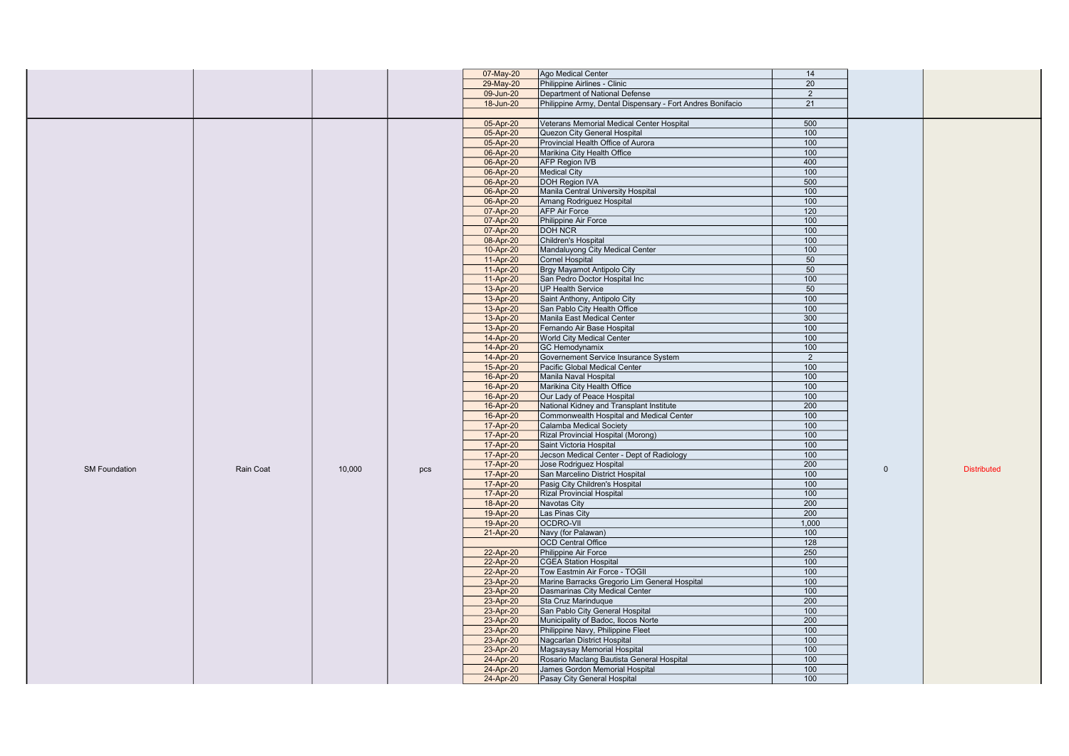| | | | | Date | Recipient | Quantity | | |
|---|---|---|---|---|---|---|---|---|
| | | | | 07-May-20 | Ago Medical Center | 14 | | |
| | | | | 29-May-20 | Philippine Airlines - Clinic | 20 | | |
| | | | | 09-Jun-20 | Department of National Defense | 2 | | |
| | | | | 18-Jun-20 | Philippine Army, Dental Dispensary - Fort Andres Bonifacio | 21 | | |
| | | | | | | | | |
| SM Foundation | Rain Coat | 10,000 | pcs | 05-Apr-20 | Veterans Memorial Medical Center Hospital | 500 | 0 | Distributed |
| | | | | 05-Apr-20 | Quezon City General Hospital | 100 | | |
| | | | | 05-Apr-20 | Provincial Health Office of Aurora | 100 | | |
| | | | | 06-Apr-20 | Marikina City Health Office | 100 | | |
| | | | | 06-Apr-20 | AFP Region IVB | 400 | | |
| | | | | 06-Apr-20 | Medical City | 100 | | |
| | | | | 06-Apr-20 | DOH Region IVA | 500 | | |
| | | | | 06-Apr-20 | Manila Central University Hospital | 100 | | |
| | | | | 06-Apr-20 | Amang Rodriguez Hospital | 100 | | |
| | | | | 07-Apr-20 | AFP Air Force | 120 | | |
| | | | | 07-Apr-20 | Philippine Air Force | 100 | | |
| | | | | 07-Apr-20 | DOH NCR | 100 | | |
| | | | | 08-Apr-20 | Children's Hospital | 100 | | |
| | | | | 10-Apr-20 | Mandaluyong City Medical Center | 100 | | |
| | | | | 11-Apr-20 | Cornel Hospital | 50 | | |
| | | | | 11-Apr-20 | Brgy Mayamot Antipolo City | 50 | | |
| | | | | 11-Apr-20 | San Pedro Doctor Hospital Inc | 100 | | |
| | | | | 13-Apr-20 | UP Health Service | 50 | | |
| | | | | 13-Apr-20 | Saint Anthony, Antipolo City | 100 | | |
| | | | | 13-Apr-20 | San Pablo City Health Office | 100 | | |
| | | | | 13-Apr-20 | Manila East Medical Center | 300 | | |
| | | | | 13-Apr-20 | Fernando Air Base Hospital | 100 | | |
| | | | | 14-Apr-20 | World City Medical Center | 100 | | |
| | | | | 14-Apr-20 | GC Hemodynamix | 100 | | |
| | | | | 14-Apr-20 | Governement Service Insurance System | 2 | | |
| | | | | 15-Apr-20 | Pacific Global Medical Center | 100 | | |
| | | | | 16-Apr-20 | Manila Naval Hospital | 100 | | |
| | | | | 16-Apr-20 | Marikina City Health Office | 100 | | |
| | | | | 16-Apr-20 | Our Lady of Peace Hospital | 100 | | |
| | | | | 16-Apr-20 | National Kidney and Transplant Institute | 200 | | |
| | | | | 16-Apr-20 | Commonwealth Hospital and Medical Center | 100 | | |
| | | | | 17-Apr-20 | Calamba Medical Society | 100 | | |
| | | | | 17-Apr-20 | Rizal Provincial Hospital (Morong) | 100 | | |
| | | | | 17-Apr-20 | Saint Victoria Hospital | 100 | | |
| | | | | 17-Apr-20 | Jecson Medical Center - Dept of Radiology | 100 | | |
| | | | | 17-Apr-20 | Jose Rodriguez Hospital | 200 | | |
| | | | | 17-Apr-20 | San Marcelino District Hospital | 100 | | |
| | | | | 17-Apr-20 | Pasig City Children's Hospital | 100 | | |
| | | | | 17-Apr-20 | Rizal Provincial Hospital | 100 | | |
| | | | | 18-Apr-20 | Navotas City | 200 | | |
| | | | | 19-Apr-20 | Las Pinas City | 200 | | |
| | | | | 19-Apr-20 | OCDRO-VII | 1,000 | | |
| | | | | 21-Apr-20 | Navy (for Palawan) | 100 | | |
| | | | | | OCD Central Office | 128 | | |
| | | | | 22-Apr-20 | Philippine Air Force | 250 | | |
| | | | | 22-Apr-20 | CGEA Station Hospital | 100 | | |
| | | | | 22-Apr-20 | Tow Eastmin Air Force - TOGII | 100 | | |
| | | | | 23-Apr-20 | Marine Barracks Gregorio Lim General Hospital | 100 | | |
| | | | | 23-Apr-20 | Dasmarinas City Medical Center | 100 | | |
| | | | | 23-Apr-20 | Sta Cruz Marinduque | 200 | | |
| | | | | 23-Apr-20 | San Pablo City General Hospital | 100 | | |
| | | | | 23-Apr-20 | Municipality of Badoc, Ilocos Norte | 200 | | |
| | | | | 23-Apr-20 | Philippine Navy, Philippine Fleet | 100 | | |
| | | | | 23-Apr-20 | Nagcarlan District Hospital | 100 | | |
| | | | | 23-Apr-20 | Magsaysay Memorial Hospital | 100 | | |
| | | | | 24-Apr-20 | Rosario Maclang Bautista General Hospital | 100 | | |
| | | | | 24-Apr-20 | James Gordon Memorial Hospital | 100 | | |
| | | | | 24-Apr-20 | Pasay City General Hospital | 100 | | |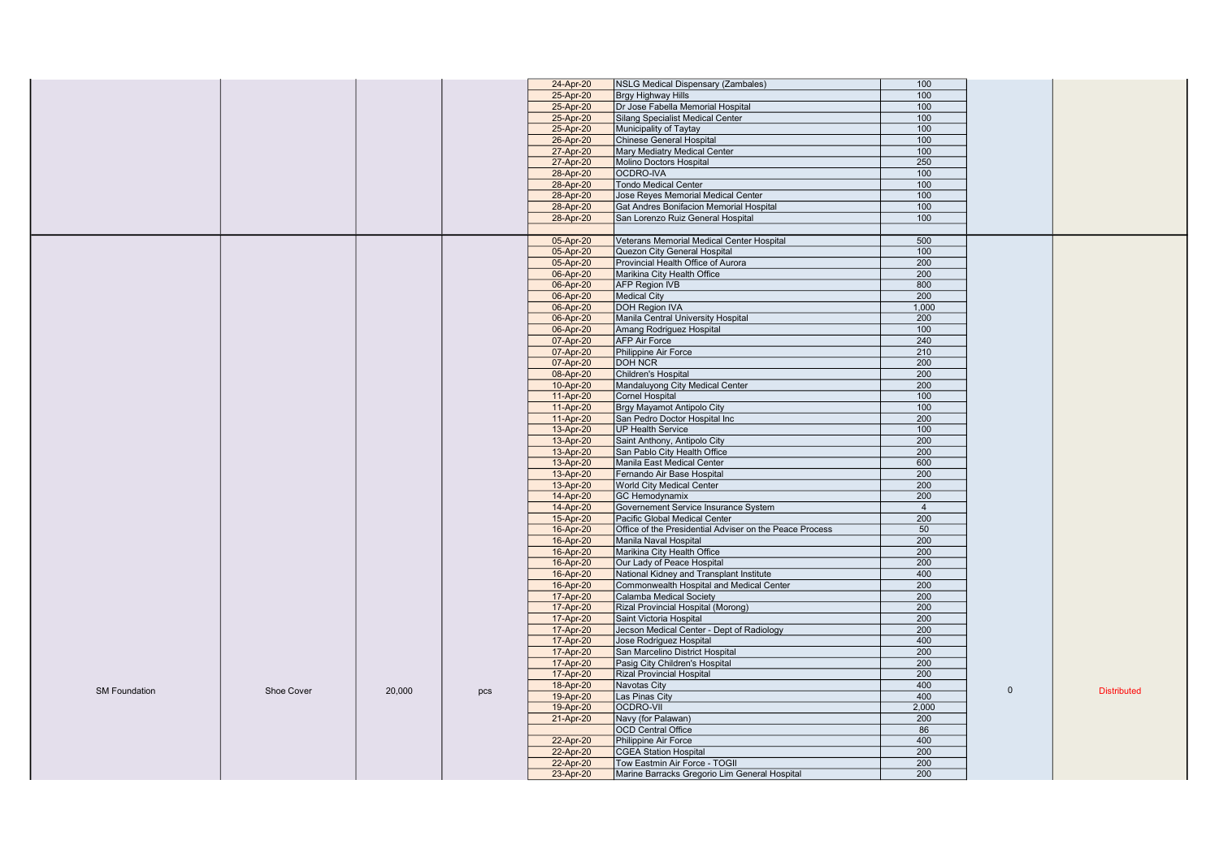| | | | | | | | | |
|---|---|---|---|---|---|---|---|---|
| | | | | 24-Apr-20 | NSLG Medical Dispensary (Zambales) | 100 | | |
| | | | | 25-Apr-20 | Brgy Highway Hills | 100 | | |
| | | | | 25-Apr-20 | Dr Jose Fabella Memorial Hospital | 100 | | |
| | | | | 25-Apr-20 | Silang Specialist Medical Center | 100 | | |
| | | | | 25-Apr-20 | Municipality of Taytay | 100 | | |
| | | | | 26-Apr-20 | Chinese General Hospital | 100 | | |
| | | | | 27-Apr-20 | Mary Mediatry Medical Center | 100 | | |
| | | | | 27-Apr-20 | Molino Doctors Hospital | 250 | | |
| | | | | 28-Apr-20 | OCDRO-IVA | 100 | | |
| | | | | 28-Apr-20 | Tondo Medical Center | 100 | | |
| | | | | 28-Apr-20 | Jose Reyes Memorial Medical Center | 100 | | |
| | | | | 28-Apr-20 | Gat Andres Bonifacion Memorial Hospital | 100 | | |
| | | | | 28-Apr-20 | San Lorenzo Ruiz General Hospital | 100 | | |
| | | | | | | | | |
| SM Foundation | Shoe Cover | 20,000 | pcs | 05-Apr-20 | Veterans Memorial Medical Center Hospital | 500 | 0 | Distributed |
| | | | | 05-Apr-20 | Quezon City General Hospital | 100 | | |
| | | | | 05-Apr-20 | Provincial Health Office of Aurora | 200 | | |
| | | | | 06-Apr-20 | Marikina City Health Office | 200 | | |
| | | | | 06-Apr-20 | AFP Region IVB | 800 | | |
| | | | | 06-Apr-20 | Medical City | 200 | | |
| | | | | 06-Apr-20 | DOH Region IVA | 1,000 | | |
| | | | | 06-Apr-20 | Manila Central University Hospital | 200 | | |
| | | | | 06-Apr-20 | Amang Rodriguez Hospital | 100 | | |
| | | | | 07-Apr-20 | AFP Air Force | 240 | | |
| | | | | 07-Apr-20 | Philippine Air Force | 210 | | |
| | | | | 07-Apr-20 | DOH NCR | 200 | | |
| | | | | 08-Apr-20 | Children's Hospital | 200 | | |
| | | | | 10-Apr-20 | Mandaluyong City Medical Center | 200 | | |
| | | | | 11-Apr-20 | Cornel Hospital | 100 | | |
| | | | | 11-Apr-20 | Brgy Mayamot Antipolo City | 100 | | |
| | | | | 11-Apr-20 | San Pedro Doctor Hospital Inc | 200 | | |
| | | | | 13-Apr-20 | UP Health Service | 100 | | |
| | | | | 13-Apr-20 | Saint Anthony, Antipolo City | 200 | | |
| | | | | 13-Apr-20 | San Pablo City Health Office | 200 | | |
| | | | | 13-Apr-20 | Manila East Medical Center | 600 | | |
| | | | | 13-Apr-20 | Fernando Air Base Hospital | 200 | | |
| | | | | 13-Apr-20 | World City Medical Center | 200 | | |
| | | | | 14-Apr-20 | GC Hemodynamix | 200 | | |
| | | | | 14-Apr-20 | Governement Service Insurance System | 4 | | |
| | | | | 15-Apr-20 | Pacific Global Medical Center | 200 | | |
| | | | | 16-Apr-20 | Office of the Presidential Adviser on the Peace Process | 50 | | |
| | | | | 16-Apr-20 | Manila Naval Hospital | 200 | | |
| | | | | 16-Apr-20 | Marikina City Health Office | 200 | | |
| | | | | 16-Apr-20 | Our Lady of Peace Hospital | 200 | | |
| | | | | 16-Apr-20 | National Kidney and Transplant Institute | 400 | | |
| | | | | 16-Apr-20 | Commonwealth Hospital and Medical Center | 200 | | |
| | | | | 17-Apr-20 | Calamba Medical Society | 200 | | |
| | | | | 17-Apr-20 | Rizal Provincial Hospital (Morong) | 200 | | |
| | | | | 17-Apr-20 | Saint Victoria Hospital | 200 | | |
| | | | | 17-Apr-20 | Jecson Medical Center - Dept of Radiology | 200 | | |
| | | | | 17-Apr-20 | Jose Rodriguez Hospital | 400 | | |
| | | | | 17-Apr-20 | San Marcelino District Hospital | 200 | | |
| | | | | 17-Apr-20 | Pasig City Children's Hospital | 200 | | |
| | | | | 17-Apr-20 | Rizal Provincial Hospital | 200 | | |
| | | | | 18-Apr-20 | Navotas City | 400 | | |
| | | | | 19-Apr-20 | Las Pinas City | 400 | | |
| | | | | 19-Apr-20 | OCDRO-VII | 2,000 | | |
| | | | | 21-Apr-20 | Navy (for Palawan) | 200 | | |
| | | | | | OCD Central Office | 86 | | |
| | | | | 22-Apr-20 | Philippine Air Force | 400 | | |
| | | | | 22-Apr-20 | CGEA Station Hospital | 200 | | |
| | | | | 22-Apr-20 | Tow Eastmin Air Force - TOGII | 200 | | |
| | | | | 23-Apr-20 | Marine Barracks Gregorio Lim General Hospital | 200 | | |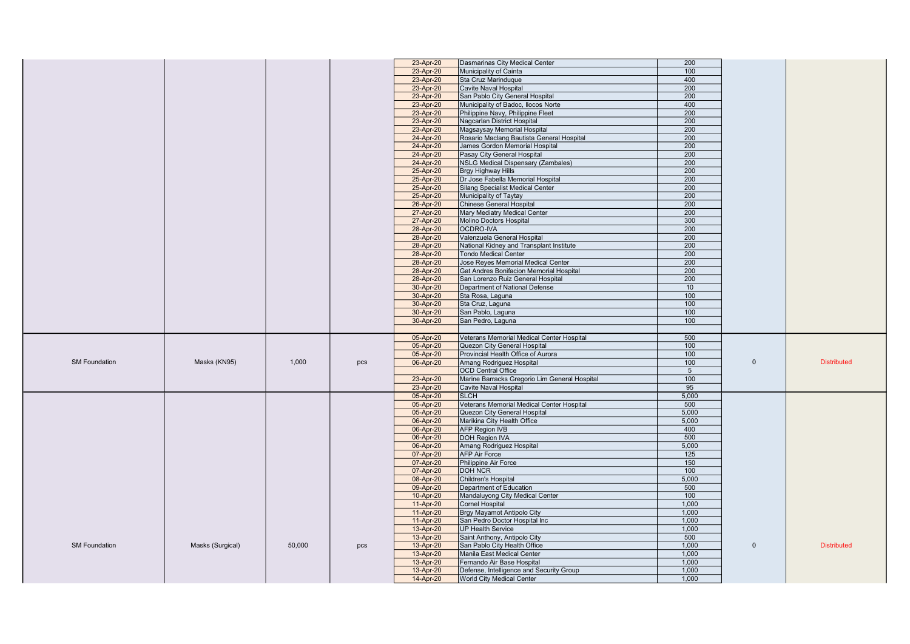| | | | | | | | | |
|---|---|---|---|---|---|---|---|---|
| | | | | 23-Apr-20 | Dasmarinas City Medical Center | 200 | | |
| | | | | 23-Apr-20 | Municipality of Cainta | 100 | | |
| | | | | 23-Apr-20 | Sta Cruz Marinduque | 400 | | |
| | | | | 23-Apr-20 | Cavite Naval Hospital | 200 | | |
| | | | | 23-Apr-20 | San Pablo City General Hospital | 200 | | |
| | | | | 23-Apr-20 | Municipality of Badoc, Ilocos Norte | 400 | | |
| | | | | 23-Apr-20 | Philippine Navy, Philippine Fleet | 200 | | |
| | | | | 23-Apr-20 | Nagcarlan District Hospital | 200 | | |
| | | | | 23-Apr-20 | Magsaysay Memorial Hospital | 200 | | |
| | | | | 24-Apr-20 | Rosario Maclang Bautista General Hospital | 200 | | |
| | | | | 24-Apr-20 | James Gordon Memorial Hospital | 200 | | |
| | | | | 24-Apr-20 | Pasay City General Hospital | 200 | | |
| | | | | 24-Apr-20 | NSLG Medical Dispensary (Zambales) | 200 | | |
| | | | | 25-Apr-20 | Brgy Highway Hills | 200 | | |
| | | | | 25-Apr-20 | Dr Jose Fabella Memorial Hospital | 200 | | |
| | | | | 25-Apr-20 | Silang Specialist Medical Center | 200 | | |
| | | | | 25-Apr-20 | Municipality of Taytay | 200 | | |
| | | | | 26-Apr-20 | Chinese General Hospital | 200 | | |
| | | | | 27-Apr-20 | Mary Mediatry Medical Center | 200 | | |
| | | | | 27-Apr-20 | Molino Doctors Hospital | 300 | | |
| | | | | 28-Apr-20 | OCDRO-IVA | 200 | | |
| | | | | 28-Apr-20 | Valenzuela General Hospital | 200 | | |
| | | | | 28-Apr-20 | National Kidney and Transplant Institute | 200 | | |
| | | | | 28-Apr-20 | Tondo Medical Center | 200 | | |
| | | | | 28-Apr-20 | Jose Reyes Memorial Medical Center | 200 | | |
| | | | | 28-Apr-20 | Gat Andres Bonifacion Memorial Hospital | 200 | | |
| | | | | 28-Apr-20 | San Lorenzo Ruiz General Hospital | 200 | | |
| | | | | 30-Apr-20 | Department of National Defense | 10 | | |
| | | | | 30-Apr-20 | Sta Rosa, Laguna | 100 | | |
| | | | | 30-Apr-20 | Sta Cruz, Laguna | 100 | | |
| | | | | 30-Apr-20 | San Pablo, Laguna | 100 | | |
| | | | | 30-Apr-20 | San Pedro, Laguna | 100 | | |
| | | | | | | | | |
| SM Foundation | Masks (KN95) | 1,000 | pcs | 05-Apr-20 | Veterans Memorial Medical Center Hospital | 500 | 0 | Distributed |
| | | | | 05-Apr-20 | Quezon City General Hospital | 100 | | |
| | | | | 05-Apr-20 | Provincial Health Office of Aurora | 100 | | |
| | | | | 06-Apr-20 | Amang Rodriguez Hospital | 100 | | |
| | | | | | OCD Central Office | 5 | | |
| | | | | 23-Apr-20 | Marine Barracks Gregorio Lim General Hospital | 100 | | |
| | | | | 23-Apr-20 | Cavite Naval Hospital | 95 | | |
| SM Foundation | Masks (Surgical) | 50,000 | pcs | 05-Apr-20 | SLCH | 5,000 | 0 | Distributed |
| | | | | 05-Apr-20 | Veterans Memorial Medical Center Hospital | 500 | | |
| | | | | 05-Apr-20 | Quezon City General Hospital | 5,000 | | |
| | | | | 06-Apr-20 | Marikina City Health Office | 5,000 | | |
| | | | | 06-Apr-20 | AFP Region IVB | 400 | | |
| | | | | 06-Apr-20 | DOH Region IVA | 500 | | |
| | | | | 06-Apr-20 | Amang Rodriguez Hospital | 5,000 | | |
| | | | | 07-Apr-20 | AFP Air Force | 125 | | |
| | | | | 07-Apr-20 | Philippine Air Force | 150 | | |
| | | | | 07-Apr-20 | DOH NCR | 100 | | |
| | | | | 08-Apr-20 | Children's Hospital | 5,000 | | |
| | | | | 09-Apr-20 | Department of Education | 500 | | |
| | | | | 10-Apr-20 | Mandaluyong City Medical Center | 100 | | |
| | | | | 11-Apr-20 | Cornel Hospital | 1,000 | | |
| | | | | 11-Apr-20 | Brgy Mayamot Antipolo City | 1,000 | | |
| | | | | 11-Apr-20 | San Pedro Doctor Hospital Inc | 1,000 | | |
| | | | | 13-Apr-20 | UP Health Service | 1,000 | | |
| | | | | 13-Apr-20 | Saint Anthony, Antipolo City | 500 | | |
| | | | | 13-Apr-20 | San Pablo City Health Office | 1,000 | | |
| | | | | 13-Apr-20 | Manila East Medical Center | 1,000 | | |
| | | | | 13-Apr-20 | Fernando Air Base Hospital | 1,000 | | |
| | | | | 13-Apr-20 | Defense, Intelligence and Security Group | 1,000 | | |
| | | | | 14-Apr-20 | World City Medical Center | 1,000 | | |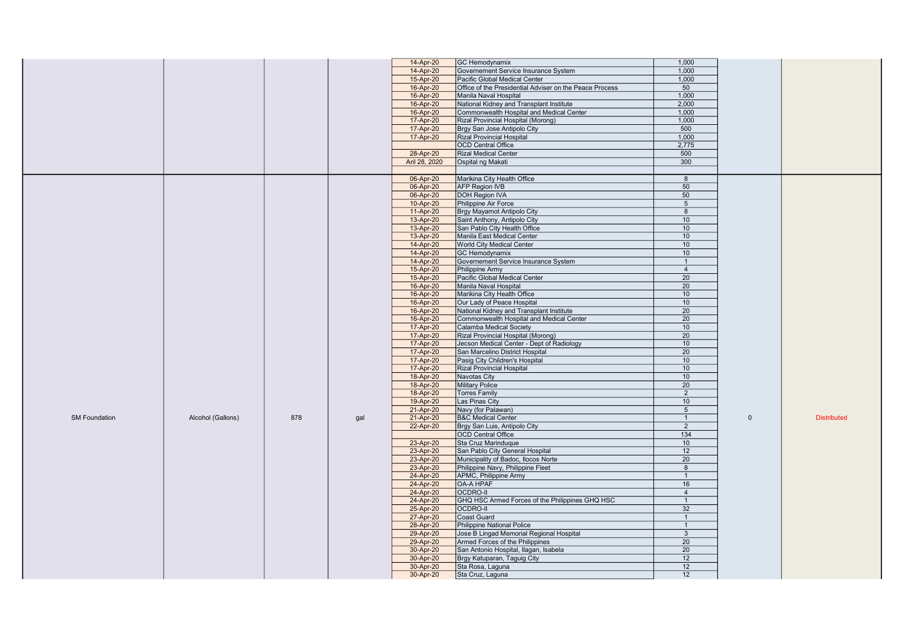| | | | | | | | | |
|---|---|---|---|---|---|---|---|---|
| | | | | 14-Apr-20 | GC Hemodynamix | 1,000 | | |
| | | | | 14-Apr-20 | Governement Service Insurance System | 1,000 | | |
| | | | | 15-Apr-20 | Pacific Global Medical Center | 1,000 | | |
| | | | | 16-Apr-20 | Office of the Presidential Adviser on the Peace Process | 50 | | |
| | | | | 16-Apr-20 | Manila Naval Hospital | 1,000 | | |
| | | | | 16-Apr-20 | National Kidney and Transplant Institute | 2,000 | | |
| | | | | 16-Apr-20 | Commonwealth Hospital and Medical Center | 1,000 | | |
| | | | | 17-Apr-20 | Rizal Provincial Hospital (Morong) | 1,000 | | |
| | | | | 17-Apr-20 | Brgy San Jose Antipolo City | 500 | | |
| | | | | 17-Apr-20 | Rizal Provincial Hospital | 1,000 | | |
| | | | | | OCD Central Office | 2,775 | | |
| | | | | 28-Apr-20 | Rizal Medical Center | 500 | | |
| | | | | Aril 28, 2020 | Ospital ng Makati | 300 | | |
| | | | | | | | | |
| SM Foundation | Alcohol (Gallons) | 878 | gal | 06-Apr-20 | Marikina City Health Office | 8 | 0 | Distributed |
| | | | | 06-Apr-20 | AFP Region IVB | 50 | | |
| | | | | 06-Apr-20 | DOH Region IVA | 50 | | |
| | | | | 10-Apr-20 | Philippine Air Force | 5 | | |
| | | | | 11-Apr-20 | Brgy Mayamot Antipolo City | 8 | | |
| | | | | 13-Apr-20 | Saint Anthony, Antipolo City | 10 | | |
| | | | | 13-Apr-20 | San Pablo City Health Office | 10 | | |
| | | | | 13-Apr-20 | Manila East Medical Center | 10 | | |
| | | | | 14-Apr-20 | World City Medical Center | 10 | | |
| | | | | 14-Apr-20 | GC Hemodynamix | 10 | | |
| | | | | 14-Apr-20 | Governement Service Insurance System | 1 | | |
| | | | | 15-Apr-20 | Philippine Army | 4 | | |
| | | | | 15-Apr-20 | Pacific Global Medical Center | 20 | | |
| | | | | 16-Apr-20 | Manila Naval Hospital | 20 | | |
| | | | | 16-Apr-20 | Marikina City Health Office | 10 | | |
| | | | | 16-Apr-20 | Our Lady of Peace Hospital | 10 | | |
| | | | | 16-Apr-20 | National Kidney and Transplant Institute | 20 | | |
| | | | | 16-Apr-20 | Commonwealth Hospital and Medical Center | 20 | | |
| | | | | 17-Apr-20 | Calamba Medical Society | 10 | | |
| | | | | 17-Apr-20 | Rizal Provincial Hospital (Morong) | 20 | | |
| | | | | 17-Apr-20 | Jecson Medical Center - Dept of Radiology | 10 | | |
| | | | | 17-Apr-20 | San Marcelino District Hospital | 20 | | |
| | | | | 17-Apr-20 | Pasig City Children's Hospital | 10 | | |
| | | | | 17-Apr-20 | Rizal Provincial Hospital | 10 | | |
| | | | | 18-Apr-20 | Navotas City | 10 | | |
| | | | | 18-Apr-20 | Military Police | 20 | | |
| | | | | 18-Apr-20 | Torres Family | 2 | | |
| | | | | 19-Apr-20 | Las Pinas City | 10 | | |
| | | | | 21-Apr-20 | Navy (for Palawan) | 5 | | |
| | | | | 21-Apr-20 | B&C Medical Center | 1 | | |
| | | | | 22-Apr-20 | Brgy San Luis, Antipolo City | 2 | | |
| | | | | | OCD Central Office | 134 | | |
| | | | | 23-Apr-20 | Sta Cruz Marinduque | 10 | | |
| | | | | 23-Apr-20 | San Pablo City General Hospital | 12 | | |
| | | | | 23-Apr-20 | Municipality of Badoc, Ilocos Norte | 20 | | |
| | | | | 23-Apr-20 | Philippine Navy, Philippine Fleet | 8 | | |
| | | | | 24-Apr-20 | APMC, Philippine Army | 1 | | |
| | | | | 24-Apr-20 | OA-A HPAF | 16 | | |
| | | | | 24-Apr-20 | OCDRO-II | 4 | | |
| | | | | 24-Apr-20 | GHQ HSC Armed Forces of the Philippines GHQ HSC | 1 | | |
| | | | | 25-Apr-20 | OCDRO-II | 32 | | |
| | | | | 27-Apr-20 | Coast Guard | 1 | | |
| | | | | 28-Apr-20 | Philippine National Police | 1 | | |
| | | | | 29-Apr-20 | Jose B Lingad Memorial Regional Hospital | 3 | | |
| | | | | 29-Apr-20 | Armed Forces of the Philippines | 20 | | |
| | | | | 30-Apr-20 | San Antonio Hospital, Ilagan, Isabela | 20 | | |
| | | | | 30-Apr-20 | Brgy Katuparan, Taguig City | 12 | | |
| | | | | 30-Apr-20 | Sta Rosa, Laguna | 12 | | |
| | | | | 30-Apr-20 | Sta Cruz, Laguna | 12 | | |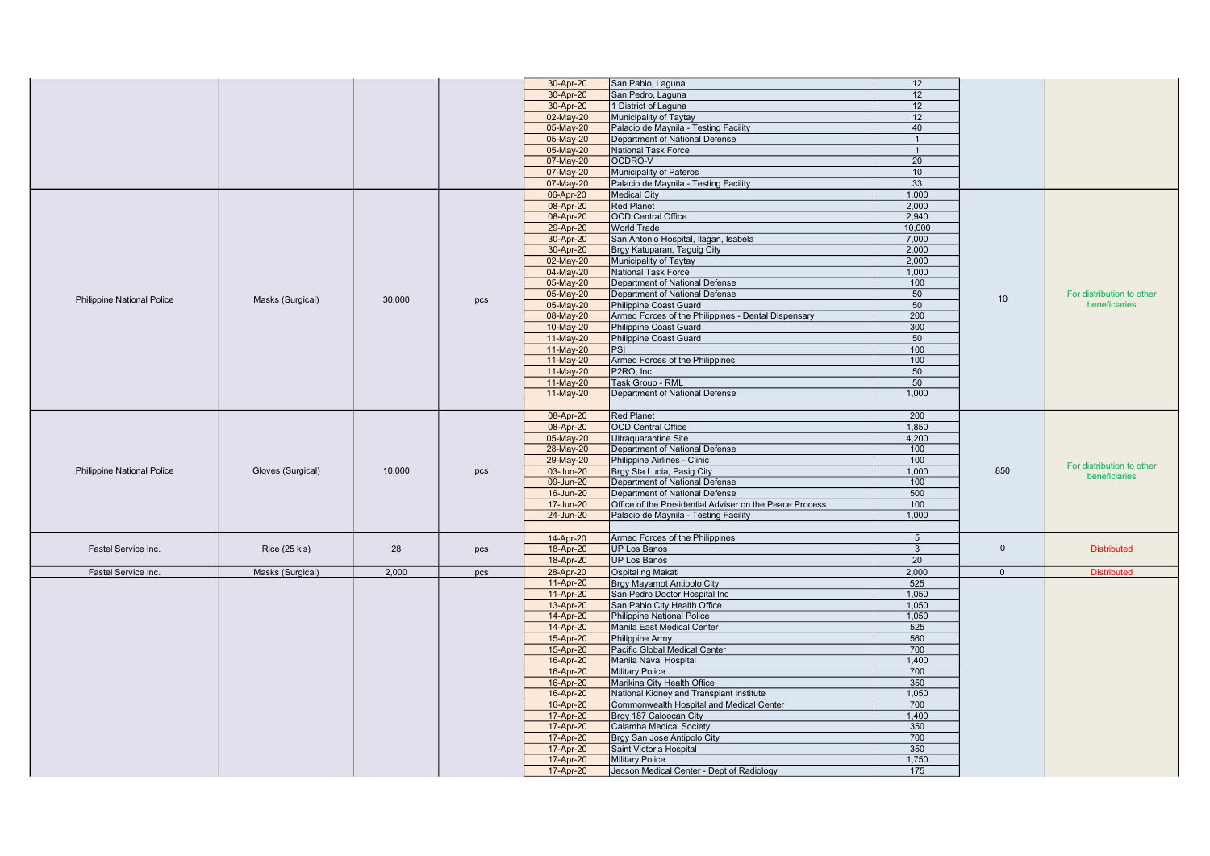| | | | | 30-Apr-20 | San Pablo, Laguna | 12 | | |
|---|---|---|---|---|---|---|---|---|
| | | | | 30-Apr-20 | San Pedro, Laguna | 12 | | |
| | | | | 30-Apr-20 | 1 District of Laguna | 12 | | |
| | | | | 02-May-20 | Municipality of Taytay | 12 | | |
| | | | | 05-May-20 | Palacio de Maynila - Testing Facility | 40 | | |
| | | | | 05-May-20 | Department of National Defense | 1 | | |
| | | | | 05-May-20 | National Task Force | 1 | | |
| | | | | 07-May-20 | OCDRO-V | 20 | | |
| | | | | 07-May-20 | Municipality of Pateros | 10 | | |
| | | | | 07-May-20 | Palacio de Maynila - Testing Facility | 33 | | |
| Philippine National Police | Masks (Surgical) | 30,000 | pcs | 06-Apr-20 | Medical City | 1,000 | 10 | For distribution to other beneficiaries |
| | | | | 08-Apr-20 | Red Planet | 2,000 | | |
| | | | | 08-Apr-20 | OCD Central Office | 2,940 | | |
| | | | | 29-Apr-20 | World Trade | 10,000 | | |
| | | | | 30-Apr-20 | San Antonio Hospital, Ilagan, Isabela | 7,000 | | |
| | | | | 30-Apr-20 | Brgy Katuparan, Taguig City | 2,000 | | |
| | | | | 02-May-20 | Municipality of Taytay | 2,000 | | |
| | | | | 04-May-20 | National Task Force | 1,000 | | |
| | | | | 05-May-20 | Department of National Defense | 100 | | |
| | | | | 05-May-20 | Department of National Defense | 50 | | |
| | | | | 05-May-20 | Philippine Coast Guard | 50 | | |
| | | | | 08-May-20 | Armed Forces of the Philippines - Dental Dispensary | 200 | | |
| | | | | 10-May-20 | Philippine Coast Guard | 300 | | |
| | | | | 11-May-20 | Philippine Coast Guard | 50 | | |
| | | | | 11-May-20 | PSI | 100 | | |
| | | | | 11-May-20 | Armed Forces of the Philippines | 100 | | |
| | | | | 11-May-20 | P2RO, Inc. | 50 | | |
| | | | | 11-May-20 | Task Group - RML | 50 | | |
| | | | | 11-May-20 | Department of National Defense | 1,000 | | |
| | | | | | | | | |
| Philippine National Police | Gloves (Surgical) | 10,000 | pcs | 08-Apr-20 | Red Planet | 200 | 850 | For distribution to other beneficiaries |
| | | | | 08-Apr-20 | OCD Central Office | 1,850 | | |
| | | | | 05-May-20 | Ultraquarantine Site | 4,200 | | |
| | | | | 28-May-20 | Department of National Defense | 100 | | |
| | | | | 29-May-20 | Philippine Airlines - Clinic | 100 | | |
| | | | | 03-Jun-20 | Brgy Sta Lucia, Pasig City | 1,000 | | |
| | | | | 09-Jun-20 | Department of National Defense | 100 | | |
| | | | | 16-Jun-20 | Department of National Defense | 500 | | |
| | | | | 17-Jun-20 | Office of the Presidential Adviser on the Peace Process | 100 | | |
| | | | | 24-Jun-20 | Palacio de Maynila - Testing Facility | 1,000 | | |
| | | | | | | | | |
| Fastel Service Inc. | Rice (25 kls) | 28 | pcs | 14-Apr-20 | Armed Forces of the Philippines | 5 | 0 | Distributed |
| | | | | 18-Apr-20 | UP Los Banos | 3 | | |
| | | | | 18-Apr-20 | UP Los Banos | 20 | | |
| Fastel Service Inc. | Masks (Surgical) | 2,000 | pcs | 28-Apr-20 | Ospital ng Makati | 2,000 | 0 | Distributed |
| | | | | 11-Apr-20 | Brgy Mayamot Antipolo City | 525 | | |
| | | | | 11-Apr-20 | San Pedro Doctor Hospital Inc | 1,050 | | |
| | | | | 13-Apr-20 | San Pablo City Health Office | 1,050 | | |
| | | | | 14-Apr-20 | Philippine National Police | 1,050 | | |
| | | | | 14-Apr-20 | Manila East Medical Center | 525 | | |
| | | | | 15-Apr-20 | Philippine Army | 560 | | |
| | | | | 15-Apr-20 | Pacific Global Medical Center | 700 | | |
| | | | | 16-Apr-20 | Manila Naval Hospital | 1,400 | | |
| | | | | 16-Apr-20 | Military Police | 700 | | |
| | | | | 16-Apr-20 | Marikina City Health Office | 350 | | |
| | | | | 16-Apr-20 | National Kidney and Transplant Institute | 1,050 | | |
| | | | | 16-Apr-20 | Commonwealth Hospital and Medical Center | 700 | | |
| | | | | 17-Apr-20 | Brgy 187 Caloocan City | 1,400 | | |
| | | | | 17-Apr-20 | Calamba Medical Society | 350 | | |
| | | | | 17-Apr-20 | Brgy San Jose Antipolo City | 700 | | |
| | | | | 17-Apr-20 | Saint Victoria Hospital | 350 | | |
| | | | | 17-Apr-20 | Military Police | 1,750 | | |
| | | | | 17-Apr-20 | Jecson Medical Center - Dept of Radiology | 175 | | |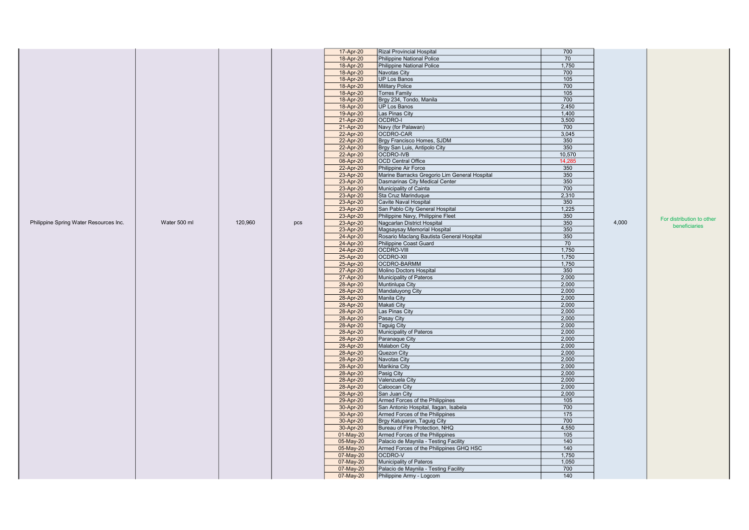| | | | | | | | | |
|---|---|---|---|---|---|---|---|---|
| Philippine Spring Water Resources Inc. | Water 500 ml | 120,960 | pcs | 17-Apr-20 | Rizal Provincial Hospital | 700 | 4,000 | For distribution to other beneficiaries |
| | | | | 18-Apr-20 | Philippine National Police | 70 | | |
| | | | | 18-Apr-20 | Philippine National Police | 1,750 | | |
| | | | | 18-Apr-20 | Navotas City | 700 | | |
| | | | | 18-Apr-20 | UP Los Banos | 105 | | |
| | | | | 18-Apr-20 | Military Police | 700 | | |
| | | | | 18-Apr-20 | Torres Family | 105 | | |
| | | | | 18-Apr-20 | Brgy 234, Tondo, Manila | 700 | | |
| | | | | 18-Apr-20 | UP Los Banos | 2,450 | | |
| | | | | 19-Apr-20 | Las Pinas City | 1,400 | | |
| | | | | 21-Apr-20 | OCDRO-I | 3,500 | | |
| | | | | 21-Apr-20 | Navy (for Palawan) | 700 | | |
| | | | | 22-Apr-20 | OCDRO-CAR | 3,045 | | |
| | | | | 22-Apr-20 | Brgy Francisco Homes, SJDM | 350 | | |
| | | | | 22-Apr-20 | Brgy San Luis, Antipolo City | 350 | | |
| | | | | 22-Apr-20 | OCDRO-IVB | 10,570 | | |
| | | | | 08-Apr-20 | OCD Central Office | 14,285 | | |
| | | | | 22-Apr-20 | Philippine Air Force | 350 | | |
| | | | | 23-Apr-20 | Marine Barracks Gregorio Lim General Hospital | 350 | | |
| | | | | 23-Apr-20 | Dasmarinas City Medical Center | 350 | | |
| | | | | 23-Apr-20 | Municipality of Cainta | 700 | | |
| | | | | 23-Apr-20 | Sta Cruz Marinduque | 2,310 | | |
| | | | | 23-Apr-20 | Cavite Naval Hospital | 350 | | |
| | | | | 23-Apr-20 | San Pablo City General Hospital | 1,225 | | |
| | | | | 23-Apr-20 | Philippine Navy, Philippine Fleet | 350 | | |
| | | | | 23-Apr-20 | Nagcarlan District Hospital | 350 | | |
| | | | | 23-Apr-20 | Magsaysay Memorial Hospital | 350 | | |
| | | | | 24-Apr-20 | Rosario Maclang Bautista General Hospital | 350 | | |
| | | | | 24-Apr-20 | Philippine Coast Guard | 70 | | |
| | | | | 24-Apr-20 | OCDRO-VIII | 1,750 | | |
| | | | | 25-Apr-20 | OCDRO-XII | 1,750 | | |
| | | | | 25-Apr-20 | OCDRO-BARMM | 1,750 | | |
| | | | | 27-Apr-20 | Molino Doctors Hospital | 350 | | |
| | | | | 27-Apr-20 | Municipality of Pateros | 2,000 | | |
| | | | | 28-Apr-20 | Muntinlupa City | 2,000 | | |
| | | | | 28-Apr-20 | Mandaluyong City | 2,000 | | |
| | | | | 28-Apr-20 | Manila City | 2,000 | | |
| | | | | 28-Apr-20 | Makati City | 2,000 | | |
| | | | | 28-Apr-20 | Las Pinas City | 2,000 | | |
| | | | | 28-Apr-20 | Pasay City | 2,000 | | |
| | | | | 28-Apr-20 | Taguig City | 2,000 | | |
| | | | | 28-Apr-20 | Municipality of Pateros | 2,000 | | |
| | | | | 28-Apr-20 | Paranaque City | 2,000 | | |
| | | | | 28-Apr-20 | Malabon City | 2,000 | | |
| | | | | 28-Apr-20 | Quezon City | 2,000 | | |
| | | | | 28-Apr-20 | Navotas City | 2,000 | | |
| | | | | 28-Apr-20 | Marikina City | 2,000 | | |
| | | | | 28-Apr-20 | Pasig City | 2,000 | | |
| | | | | 28-Apr-20 | Valenzuela City | 2,000 | | |
| | | | | 28-Apr-20 | Caloocan City | 2,000 | | |
| | | | | 28-Apr-20 | San Juan City | 2,000 | | |
| | | | | 29-Apr-20 | Armed Forces of the Philippines | 105 | | |
| | | | | 30-Apr-20 | San Antonio Hospital, Ilagan, Isabela | 700 | | |
| | | | | 30-Apr-20 | Armed Forces of the Philippines | 175 | | |
| | | | | 30-Apr-20 | Brgy Katuparan, Taguig City | 700 | | |
| | | | | 30-Apr-20 | Bureau of Fire Protection, NHQ | 4,550 | | |
| | | | | 01-May-20 | Armed Forces of the Philippines | 105 | | |
| | | | | 05-May-20 | Palacio de Maynila - Testing Facility | 140 | | |
| | | | | 05-May-20 | Armed Forces of the Philippines GHQ HSC | 140 | | |
| | | | | 07-May-20 | OCDRO-V | 1,750 | | |
| | | | | 07-May-20 | Municipality of Pateros | 1,050 | | |
| | | | | 07-May-20 | Palacio de Maynila - Testing Facility | 700 | | |
| | | | | 07-May-20 | Philippine Army - Logcom | 140 | | |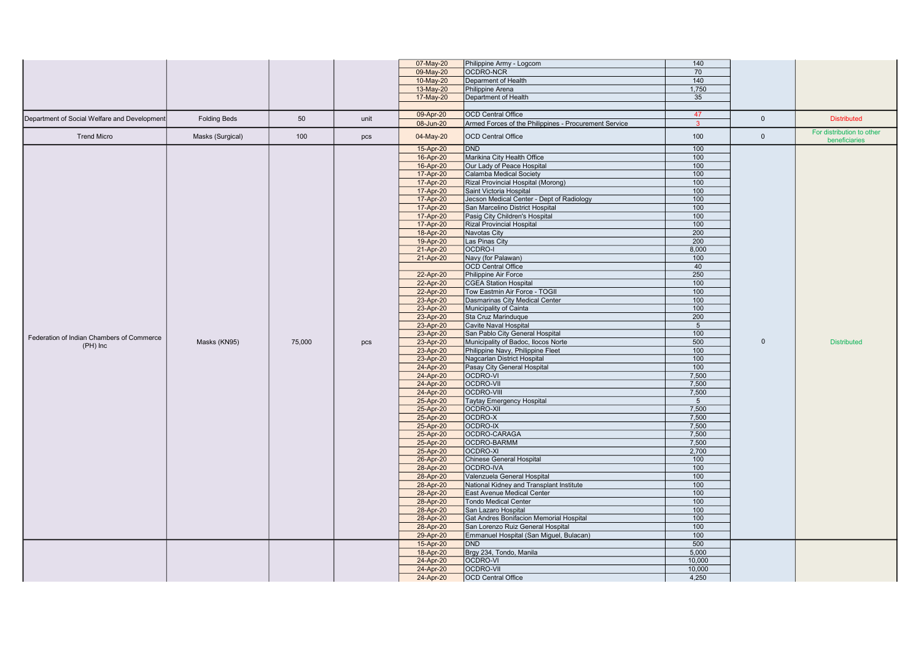| | | | | 07-May-20 | Philippine Army - Logcom | 140 | | |
|---|---|---|---|---|---|---|---|---|
| | | | | 09-May-20 | OCDRO-NCR | 70 | | |
| | | | | 10-May-20 | Deparment of Health | 140 | | |
| | | | | 13-May-20 | Philippine Arena | 1,750 | | |
| | | | | 17-May-20 | Department of Health | 35 | | |
| | | | | | | | | |
| Department of Social Welfare and Development | Folding Beds | 50 | unit | 09-Apr-20 | OCD Central Office | 47 | 0 | Distributed |
| | | | | 08-Jun-20 | Armed Forces of the Philippines - Procurement Service | 3 | | |
| Trend Micro | Masks (Surgical) | 100 | pcs | 04-May-20 | OCD Central Office | 100 | 0 | For distribution to other beneficiaries |
| Federation of Indian Chambers of Commerce (PH) Inc | Masks (KN95) | 75,000 | pcs | 15-Apr-20 | DND | 100 | 0 | Distributed |
| | | | | 16-Apr-20 | Marikina City Health Office | 100 | | |
| | | | | 16-Apr-20 | Our Lady of Peace Hospital | 100 | | |
| | | | | 17-Apr-20 | Calamba Medical Society | 100 | | |
| | | | | 17-Apr-20 | Rizal Provincial Hospital (Morong) | 100 | | |
| | | | | 17-Apr-20 | Saint Victoria Hospital | 100 | | |
| | | | | 17-Apr-20 | Jecson Medical Center - Dept of Radiology | 100 | | |
| | | | | 17-Apr-20 | San Marcelino District Hospital | 100 | | |
| | | | | 17-Apr-20 | Pasig City Children's Hospital | 100 | | |
| | | | | 17-Apr-20 | Rizal Provincial Hospital | 100 | | |
| | | | | 18-Apr-20 | Navotas City | 200 | | |
| | | | | 19-Apr-20 | Las Pinas City | 200 | | |
| | | | | 21-Apr-20 | OCDRO-I | 8,000 | | |
| | | | | 21-Apr-20 | Navy (for Palawan) | 100 | | |
| | | | | | OCD Central Office | 40 | | |
| | | | | 22-Apr-20 | Philippine Air Force | 250 | | |
| | | | | 22-Apr-20 | CGEA Station Hospital | 100 | | |
| | | | | 22-Apr-20 | Tow Eastmin Air Force - TOGII | 100 | | |
| | | | | 23-Apr-20 | Dasmarinas City Medical Center | 100 | | |
| | | | | 23-Apr-20 | Municipality of Cainta | 100 | | |
| | | | | 23-Apr-20 | Sta Cruz Marinduque | 200 | | |
| | | | | 23-Apr-20 | Cavite Naval Hospital | 5 | | |
| | | | | 23-Apr-20 | San Pablo City General Hospital | 100 | | |
| | | | | 23-Apr-20 | Municipality of Badoc, Ilocos Norte | 500 | | |
| | | | | 23-Apr-20 | Philippine Navy, Philippine Fleet | 100 | | |
| | | | | 23-Apr-20 | Nagcarlan District Hospital | 100 | | |
| | | | | 24-Apr-20 | Pasay City General Hospital | 100 | | |
| | | | | 24-Apr-20 | OCDRO-VI | 7,500 | | |
| | | | | 24-Apr-20 | OCDRO-VII | 7,500 | | |
| | | | | 24-Apr-20 | OCDRO-VIII | 7,500 | | |
| | | | | 25-Apr-20 | Taytay Emergency Hospital | 5 | | |
| | | | | 25-Apr-20 | OCDRO-XII | 7,500 | | |
| | | | | 25-Apr-20 | OCDRO-X | 7,500 | | |
| | | | | 25-Apr-20 | OCDRO-IX | 7,500 | | |
| | | | | 25-Apr-20 | OCDRO-CARAGA | 7,500 | | |
| | | | | 25-Apr-20 | OCDRO-BARMM | 7,500 | | |
| | | | | 25-Apr-20 | OCDRO-XI | 2,700 | | |
| | | | | 26-Apr-20 | Chinese General Hospital | 100 | | |
| | | | | 28-Apr-20 | OCDRO-IVA | 100 | | |
| | | | | 28-Apr-20 | Valenzuela General Hospital | 100 | | |
| | | | | 28-Apr-20 | National Kidney and Transplant Institute | 100 | | |
| | | | | 28-Apr-20 | East Avenue Medical Center | 100 | | |
| | | | | 28-Apr-20 | Tondo Medical Center | 100 | | |
| | | | | 28-Apr-20 | San Lazaro Hospital | 100 | | |
| | | | | 28-Apr-20 | Gat Andres Bonifacion Memorial Hospital | 100 | | |
| | | | | 28-Apr-20 | San Lorenzo Ruiz General Hospital | 100 | | |
| | | | | 29-Apr-20 | Emmanuel Hospital (San Miguel, Bulacan) | 100 | | |
| | | | | 15-Apr-20 | DND | 500 | | |
| | | | | 18-Apr-20 | Brgy 234, Tondo, Manila | 5,000 | | |
| | | | | 24-Apr-20 | OCDRO-VI | 10,000 | | |
| | | | | 24-Apr-20 | OCDRO-VII | 10,000 | | |
| | | | | 24-Apr-20 | OCD Central Office | 4,250 | | |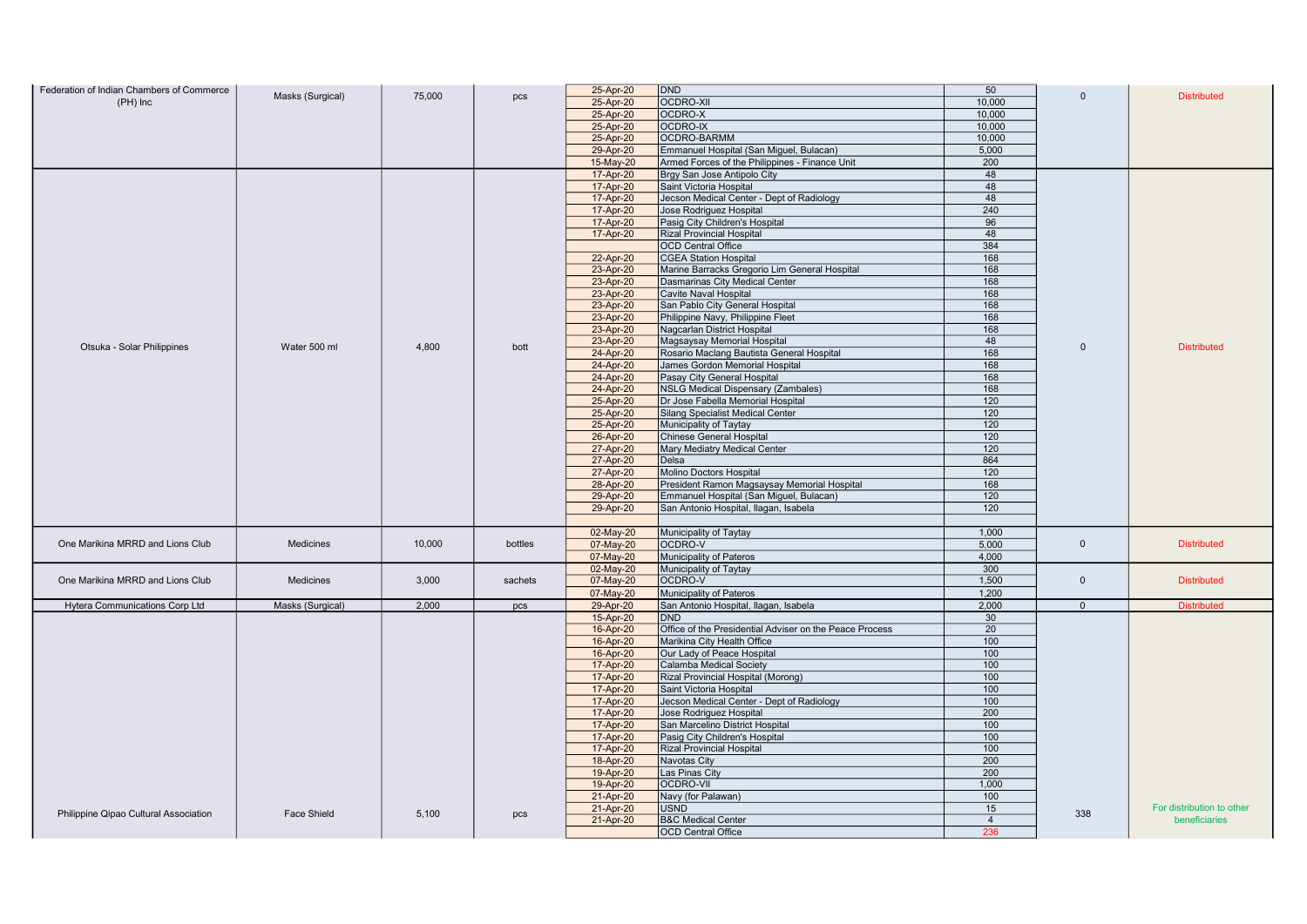| Donor | Item | Quantity | Unit | Date | Beneficiary | Quantity Distributed | Balance | Remarks |
|---|---|---|---|---|---|---|---|---|
| Federation of Indian Chambers of Commerce (PH) Inc | Masks (Surgical) | 75,000 | pcs | 25-Apr-20 | DND | 50 | 0 | Distributed |
| | | | | 25-Apr-20 | OCDRO-XII | 10,000 | | |
| | | | | 25-Apr-20 | OCDRO-X | 10,000 | | |
| | | | | 25-Apr-20 | OCDRO-IX | 10,000 | | |
| | | | | 25-Apr-20 | OCDRO-BARMM | 10,000 | | |
| | | | | 29-Apr-20 | Emmanuel Hospital (San Miguel, Bulacan) | 5,000 | | |
| | | | | 15-May-20 | Armed Forces of the Philippines - Finance Unit | 200 | | |
| Otsuka - Solar Philippines | Water 500 ml | 4,800 | bott | 17-Apr-20 | Brgy San Jose Antipolo City | 48 | 0 | Distributed |
| | | | | 17-Apr-20 | Saint Victoria Hospital | 48 | | |
| | | | | 17-Apr-20 | Jecson Medical Center - Dept of Radiology | 48 | | |
| | | | | 17-Apr-20 | Jose Rodriguez Hospital | 240 | | |
| | | | | 17-Apr-20 | Pasig City Children's Hospital | 96 | | |
| | | | | 17-Apr-20 | Rizal Provincial Hospital | 48 | | |
| | | | | | OCD Central Office | 384 | | |
| | | | | 22-Apr-20 | CGEA Station Hospital | 168 | | |
| | | | | 23-Apr-20 | Marine Barracks Gregorio Lim General Hospital | 168 | | |
| | | | | 23-Apr-20 | Dasmarinas City Medical Center | 168 | | |
| | | | | 23-Apr-20 | Cavite Naval Hospital | 168 | | |
| | | | | 23-Apr-20 | San Pablo City General Hospital | 168 | | |
| | | | | 23-Apr-20 | Philippine Navy, Philippine Fleet | 168 | | |
| | | | | 23-Apr-20 | Nagcarlan District Hospital | 168 | | |
| | | | | 23-Apr-20 | Magsaysay Memorial Hospital | 48 | | |
| | | | | 24-Apr-20 | Rosario Maclang Bautista General Hospital | 168 | | |
| | | | | 24-Apr-20 | James Gordon Memorial Hospital | 168 | | |
| | | | | 24-Apr-20 | Pasay City General Hospital | 168 | | |
| | | | | 24-Apr-20 | NSLG Medical Dispensary (Zambales) | 168 | | |
| | | | | 25-Apr-20 | Dr Jose Fabella Memorial Hospital | 120 | | |
| | | | | 25-Apr-20 | Silang Specialist Medical Center | 120 | | |
| | | | | 25-Apr-20 | Municipality of Taytay | 120 | | |
| | | | | 26-Apr-20 | Chinese General Hospital | 120 | | |
| | | | | 27-Apr-20 | Mary Mediatry Medical Center | 120 | | |
| | | | | 27-Apr-20 | Delsa | 864 | | |
| | | | | 27-Apr-20 | Molino Doctors Hospital | 120 | | |
| | | | | 28-Apr-20 | President Ramon Magsaysay Memorial Hospital | 168 | | |
| | | | | 29-Apr-20 | Emmanuel Hospital (San Miguel, Bulacan) | 120 | | |
| | | | | 29-Apr-20 | San Antonio Hospital, Ilagan, Isabela | 120 | | |
| One Marikina MRRD and Lions Club | Medicines | 10,000 | bottles | 02-May-20 | Municipality of Taytay | 1,000 | 0 | Distributed |
| | | | | 07-May-20 | OCDRO-V | 5,000 | | |
| | | | | 07-May-20 | Municipality of Pateros | 4,000 | | |
| One Marikina MRRD and Lions Club | Medicines | 3,000 | sachets | 02-May-20 | Municipality of Taytay | 300 | 0 | Distributed |
| | | | | 07-May-20 | OCDRO-V | 1,500 | | |
| | | | | 07-May-20 | Municipality of Pateros | 1,200 | | |
| Hytera Communications Corp Ltd | Masks (Surgical) | 2,000 | pcs | 29-Apr-20 | San Antonio Hospital, Ilagan, Isabela | 2,000 | 0 | Distributed |
| Philippine Qipao Cultural Association | Face Shield | 5,100 | pcs | 15-Apr-20 | DND | 30 | 338 | For distribution to other beneficiaries |
| | | | | 16-Apr-20 | Office of the Presidential Adviser on the Peace Process | 20 | | |
| | | | | 16-Apr-20 | Marikina City Health Office | 100 | | |
| | | | | 16-Apr-20 | Our Lady of Peace Hospital | 100 | | |
| | | | | 17-Apr-20 | Calamba Medical Society | 100 | | |
| | | | | 17-Apr-20 | Rizal Provincial Hospital (Morong) | 100 | | |
| | | | | 17-Apr-20 | Saint Victoria Hospital | 100 | | |
| | | | | 17-Apr-20 | Jecson Medical Center - Dept of Radiology | 100 | | |
| | | | | 17-Apr-20 | Jose Rodriguez Hospital | 200 | | |
| | | | | 17-Apr-20 | San Marcelino District Hospital | 100 | | |
| | | | | 17-Apr-20 | Pasig City Children's Hospital | 100 | | |
| | | | | 17-Apr-20 | Rizal Provincial Hospital | 100 | | |
| | | | | 18-Apr-20 | Navotas City | 200 | | |
| | | | | 19-Apr-20 | Las Pinas City | 200 | | |
| | | | | 19-Apr-20 | OCDRO-VII | 1,000 | | |
| | | | | 21-Apr-20 | Navy (for Palawan) | 100 | | |
| | | | | 21-Apr-20 | USND | 15 | | |
| | | | | 21-Apr-20 | B&C Medical Center | 4 | | |
| | | | | | OCD Central Office | 236 | | |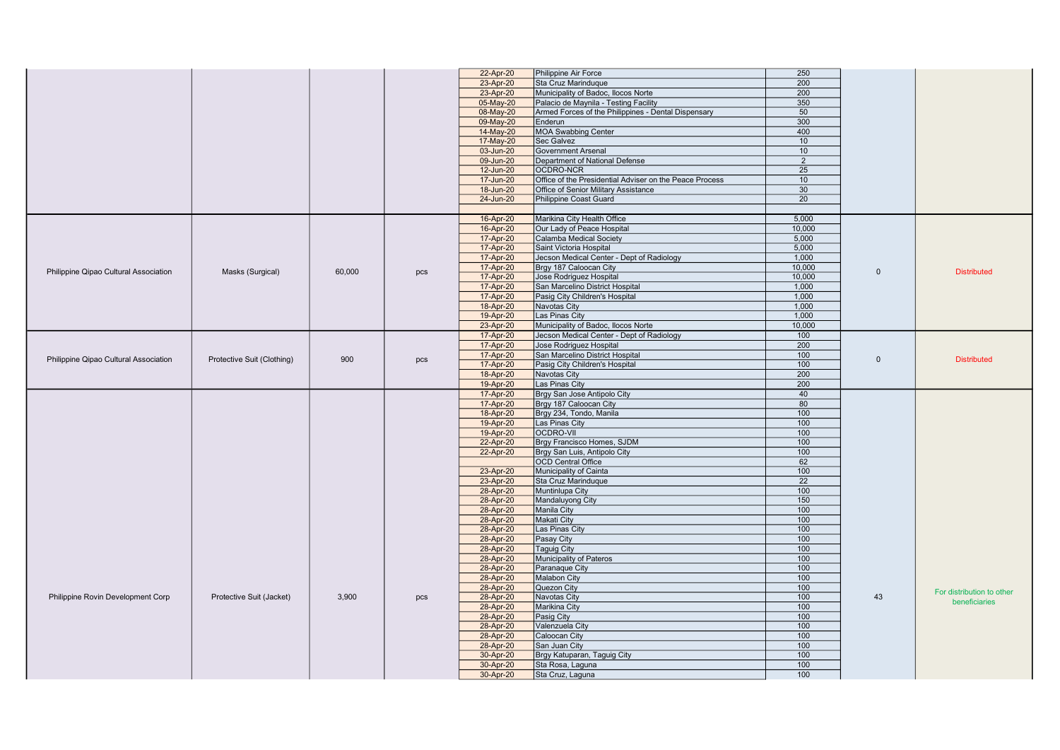| Donor | Item | Quantity | Unit | Date | Beneficiary | Quantity Distributed | Remaining | Status |
|---|---|---|---|---|---|---|---|---|
| | | | | 22-Apr-20 | Philippine Air Force | 250 | | |
| | | | | 23-Apr-20 | Sta Cruz Marinduque | 200 | | |
| | | | | 23-Apr-20 | Municipality of Badoc, Ilocos Norte | 200 | | |
| | | | | 05-May-20 | Palacio de Maynila - Testing Facility | 350 | | |
| | | | | 08-May-20 | Armed Forces of the Philippines - Dental Dispensary | 50 | | |
| | | | | 09-May-20 | Enderun | 300 | | |
| | | | | 14-May-20 | MOA Swabbing Center | 400 | | |
| | | | | 17-May-20 | Sec Galvez | 10 | | |
| | | | | 03-Jun-20 | Government Arsenal | 10 | | |
| | | | | 09-Jun-20 | Department of National Defense | 2 | | |
| | | | | 12-Jun-20 | OCDRO-NCR | 25 | | |
| | | | | 17-Jun-20 | Office of the Presidential Adviser on the Peace Process | 10 | | |
| | | | | 18-Jun-20 | Office of Senior Military Assistance | 30 | | |
| | | | | 24-Jun-20 | Philippine Coast Guard | 20 | | |
| | | | | | | | | |
| Philippine Qipao Cultural Association | Masks (Surgical) | 60,000 | pcs | 16-Apr-20 | Marikina City Health Office | 5,000 | 0 | Distributed |
| | | | | 16-Apr-20 | Our Lady of Peace Hospital | 10,000 | | |
| | | | | 17-Apr-20 | Calamba Medical Society | 5,000 | | |
| | | | | 17-Apr-20 | Saint Victoria Hospital | 5,000 | | |
| | | | | 17-Apr-20 | Jecson Medical Center - Dept of Radiology | 1,000 | | |
| | | | | 17-Apr-20 | Brgy 187 Caloocan City | 10,000 | | |
| | | | | 17-Apr-20 | Jose Rodriguez Hospital | 10,000 | | |
| | | | | 17-Apr-20 | San Marcelino District Hospital | 1,000 | | |
| | | | | 17-Apr-20 | Pasig City Children's Hospital | 1,000 | | |
| | | | | 18-Apr-20 | Navotas City | 1,000 | | |
| | | | | 19-Apr-20 | Las Pinas City | 1,000 | | |
| | | | | 23-Apr-20 | Municipality of Badoc, Ilocos Norte | 10,000 | | |
| Philippine Qipao Cultural Association | Protective Suit (Clothing) | 900 | pcs | 17-Apr-20 | Jecson Medical Center - Dept of Radiology | 100 | 0 | Distributed |
| | | | | 17-Apr-20 | Jose Rodriguez Hospital | 200 | | |
| | | | | 17-Apr-20 | San Marcelino District Hospital | 100 | | |
| | | | | 17-Apr-20 | Pasig City Children's Hospital | 100 | | |
| | | | | 18-Apr-20 | Navotas City | 200 | | |
| | | | | 19-Apr-20 | Las Pinas City | 200 | | |
| Philippine Rovin Development Corp | Protective Suit (Jacket) | 3,900 | pcs | 17-Apr-20 | Brgy San Jose Antipolo City | 40 | 43 | For distribution to other beneficiaries |
| | | | | 17-Apr-20 | Brgy 187 Caloocan City | 80 | | |
| | | | | 18-Apr-20 | Brgy 234, Tondo, Manila | 100 | | |
| | | | | 19-Apr-20 | Las Pinas City | 100 | | |
| | | | | 19-Apr-20 | OCDRO-VII | 100 | | |
| | | | | 22-Apr-20 | Brgy Francisco Homes, SJDM | 100 | | |
| | | | | 22-Apr-20 | Brgy San Luis, Antipolo City | 100 | | |
| | | | | | OCD Central Office | 62 | | |
| | | | | 23-Apr-20 | Municipality of Cainta | 100 | | |
| | | | | 23-Apr-20 | Sta Cruz Marinduque | 22 | | |
| | | | | 28-Apr-20 | Muntinlupa City | 100 | | |
| | | | | 28-Apr-20 | Mandaluyong City | 150 | | |
| | | | | 28-Apr-20 | Manila City | 100 | | |
| | | | | 28-Apr-20 | Makati City | 100 | | |
| | | | | 28-Apr-20 | Las Pinas City | 100 | | |
| | | | | 28-Apr-20 | Pasay City | 100 | | |
| | | | | 28-Apr-20 | Taguig City | 100 | | |
| | | | | 28-Apr-20 | Municipality of Pateros | 100 | | |
| | | | | 28-Apr-20 | Paranaque City | 100 | | |
| | | | | 28-Apr-20 | Malabon City | 100 | | |
| | | | | 28-Apr-20 | Quezon City | 100 | | |
| | | | | 28-Apr-20 | Navotas City | 100 | | |
| | | | | 28-Apr-20 | Marikina City | 100 | | |
| | | | | 28-Apr-20 | Pasig City | 100 | | |
| | | | | 28-Apr-20 | Valenzuela City | 100 | | |
| | | | | 28-Apr-20 | Caloocan City | 100 | | |
| | | | | 28-Apr-20 | San Juan City | 100 | | |
| | | | | 30-Apr-20 | Brgy Katuparan, Taguig City | 100 | | |
| | | | | 30-Apr-20 | Sta Rosa, Laguna | 100 | | |
| | | | | 30-Apr-20 | Sta Cruz, Laguna | 100 | | |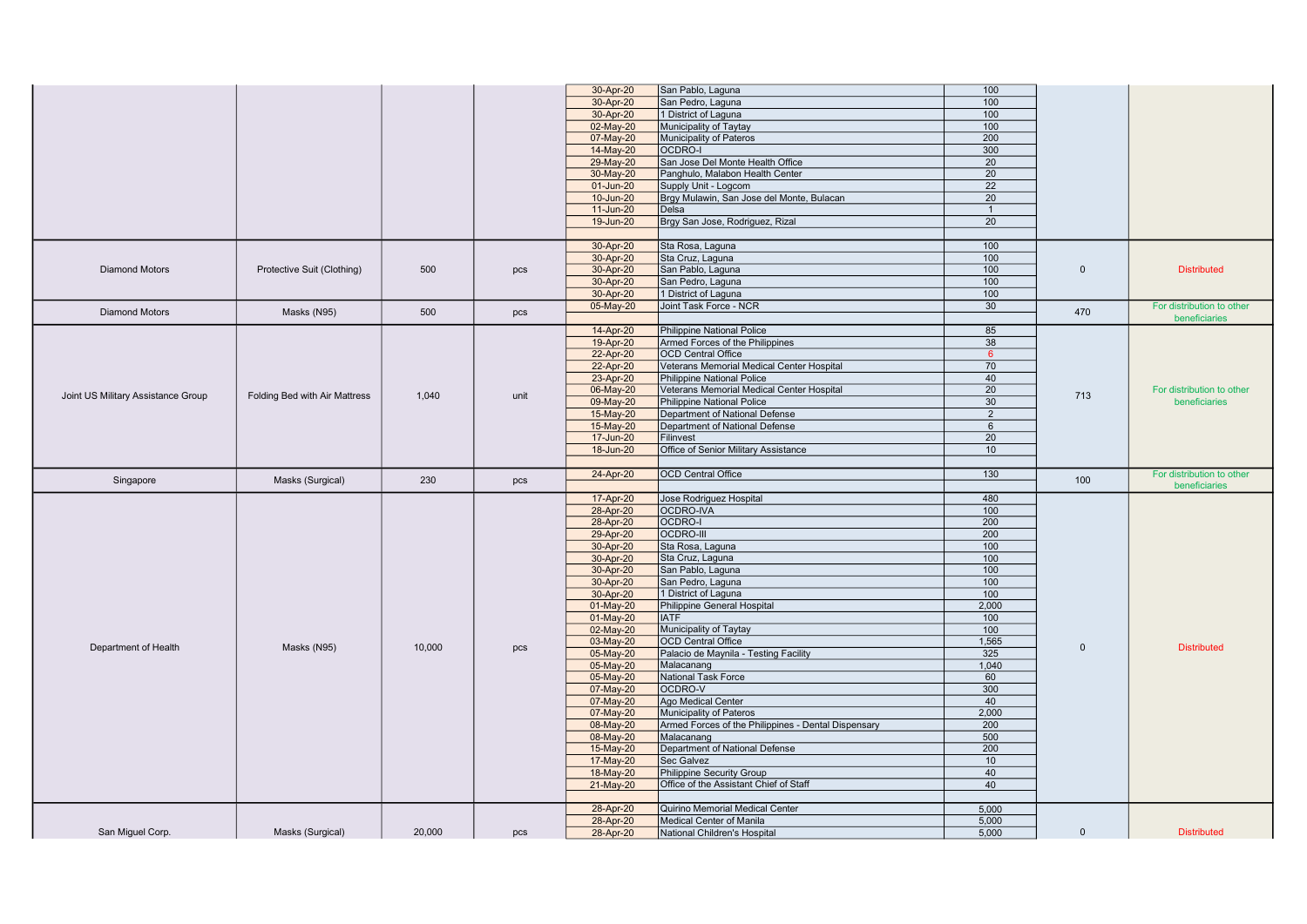| | | | | | | | | |
|---|---|---|---|---|---|---|---|---|
| | | | | 30-Apr-20 | San Pablo, Laguna | 100 | | |
| | | | | 30-Apr-20 | San Pedro, Laguna | 100 | | |
| | | | | 30-Apr-20 | 1 District of Laguna | 100 | | |
| | | | | 02-May-20 | Municipality of Taytay | 100 | | |
| | | | | 07-May-20 | Municipality of Pateros | 200 | | |
| | | | | 14-May-20 | OCDRO-I | 300 | | |
| | | | | 29-May-20 | San Jose Del Monte Health Office | 20 | | |
| | | | | 30-May-20 | Panghulo, Malabon Health Center | 20 | | |
| | | | | 01-Jun-20 | Supply Unit - Logcom | 22 | | |
| | | | | 10-Jun-20 | Brgy Mulawin, San Jose del Monte, Bulacan | 20 | | |
| | | | | 11-Jun-20 | Delsa | 1 | | |
| | | | | 19-Jun-20 | Brgy San Jose, Rodriguez, Rizal | 20 | | |
| | | | | | | | | |
| Diamond Motors | Protective Suit (Clothing) | 500 | pcs | 30-Apr-20 | Sta Rosa, Laguna | 100 | 0 | Distributed |
| | | | | 30-Apr-20 | Sta Cruz, Laguna | 100 | | |
| | | | | 30-Apr-20 | San Pablo, Laguna | 100 | | |
| | | | | 30-Apr-20 | San Pedro, Laguna | 100 | | |
| | | | | 30-Apr-20 | 1 District of Laguna | 100 | | |
| Diamond Motors | Masks (N95) | 500 | pcs | 05-May-20 | Joint Task Force - NCR | 30 | 470 | For distribution to other beneficiaries |
| | | | | | | | | |
| Joint US Military Assistance Group | Folding Bed with Air Mattress | 1,040 | unit | 14-Apr-20 | Philippine National Police | 85 | 713 | For distribution to other beneficiaries |
| | | | | 19-Apr-20 | Armed Forces of the Philippines | 38 | | |
| | | | | 22-Apr-20 | OCD Central Office | 6 | | |
| | | | | 22-Apr-20 | Veterans Memorial Medical Center Hospital | 70 | | |
| | | | | 23-Apr-20 | Philippine National Police | 40 | | |
| | | | | 06-May-20 | Veterans Memorial Medical Center Hospital | 20 | | |
| | | | | 09-May-20 | Philippine National Police | 30 | | |
| | | | | 15-May-20 | Department of National Defense | 2 | | |
| | | | | 15-May-20 | Department of National Defense | 6 | | |
| | | | | 17-Jun-20 | Filinvest | 20 | | |
| | | | | 18-Jun-20 | Office of Senior Military Assistance | 10 | | |
| | | | | | | | | |
| Singapore | Masks (Surgical) | 230 | pcs | 24-Apr-20 | OCD Central Office | 130 | 100 | For distribution to other beneficiaries |
| | | | | | | | | |
| Department of Health | Masks (N95) | 10,000 | pcs | 17-Apr-20 | Jose Rodriguez Hospital | 480 | 0 | Distributed |
| | | | | 28-Apr-20 | OCDRO-IVA | 100 | | |
| | | | | 28-Apr-20 | OCDRO-I | 200 | | |
| | | | | 29-Apr-20 | OCDRO-III | 200 | | |
| | | | | 30-Apr-20 | Sta Rosa, Laguna | 100 | | |
| | | | | 30-Apr-20 | Sta Cruz, Laguna | 100 | | |
| | | | | 30-Apr-20 | San Pablo, Laguna | 100 | | |
| | | | | 30-Apr-20 | San Pedro, Laguna | 100 | | |
| | | | | 30-Apr-20 | 1 District of Laguna | 100 | | |
| | | | | 01-May-20 | Philippine General Hospital | 2,000 | | |
| | | | | 01-May-20 | IATF | 100 | | |
| | | | | 02-May-20 | Municipality of Taytay | 100 | | |
| | | | | 03-May-20 | OCD Central Office | 1,565 | | |
| | | | | 05-May-20 | Palacio de Maynila - Testing Facility | 325 | | |
| | | | | 05-May-20 | Malacanang | 1,040 | | |
| | | | | 05-May-20 | National Task Force | 60 | | |
| | | | | 07-May-20 | OCDRO-V | 300 | | |
| | | | | 07-May-20 | Ago Medical Center | 40 | | |
| | | | | 07-May-20 | Municipality of Pateros | 2,000 | | |
| | | | | 08-May-20 | Armed Forces of the Philippines - Dental Dispensary | 200 | | |
| | | | | 08-May-20 | Malacanang | 500 | | |
| | | | | 15-May-20 | Department of National Defense | 200 | | |
| | | | | 17-May-20 | Sec Galvez | 10 | | |
| | | | | 18-May-20 | Philippine Security Group | 40 | | |
| | | | | 21-May-20 | Office of the Assistant Chief of Staff | 40 | | |
| | | | | | | | | |
| San Miguel Corp. | Masks (Surgical) | 20,000 | pcs | 28-Apr-20 | Quirino Memorial Medical Center | 5,000 | 0 | Distributed |
| | | | | 28-Apr-20 | Medical Center of Manila | 5,000 | | |
| | | | | 28-Apr-20 | National Children's Hospital | 5,000 | | |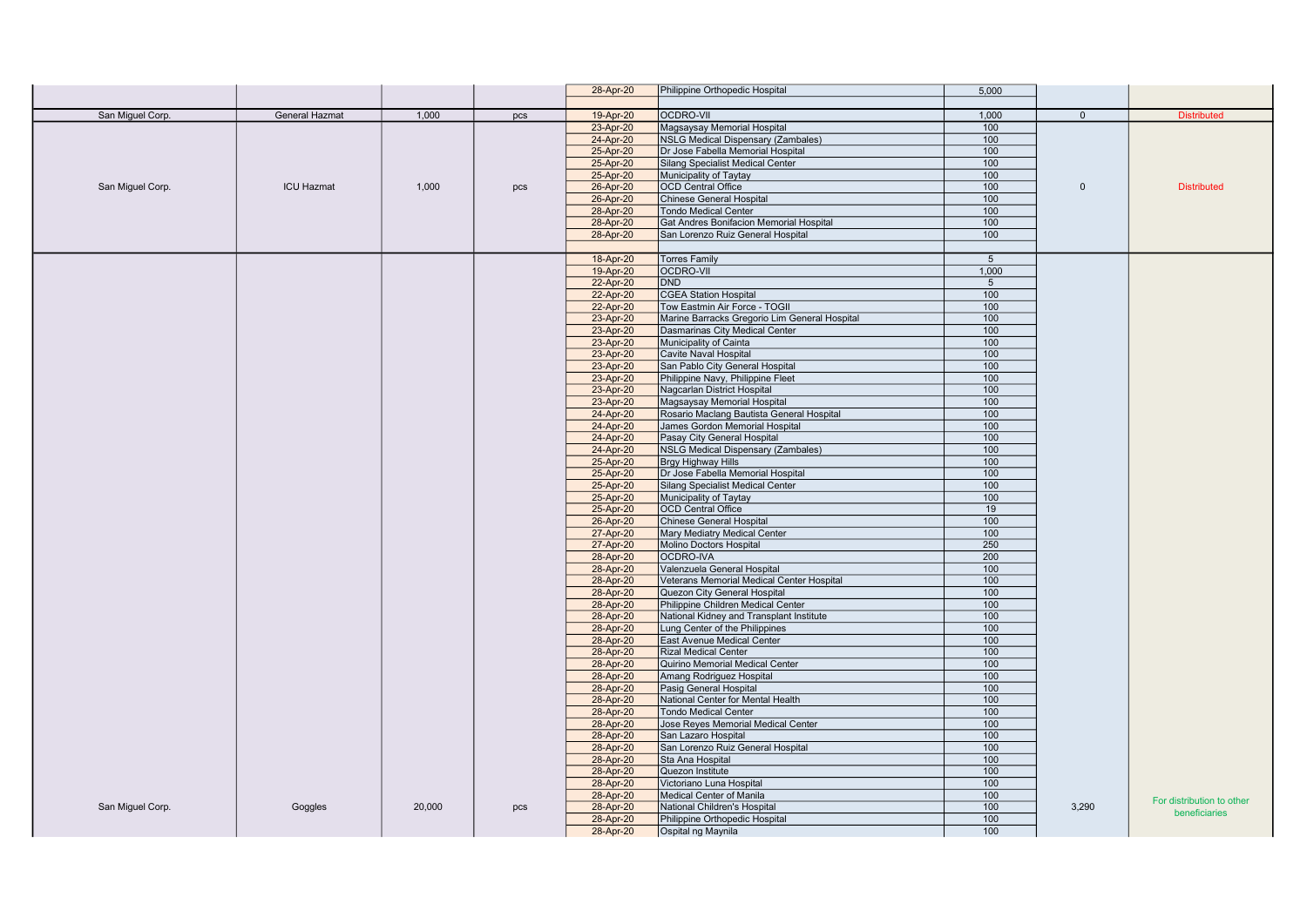| | | | | 28-Apr-20 | Philippine Orthopedic Hospital | 5,000 | | |
|---|---|---|---|---|---|---|---|---|
| | | | | | | | | |
| San Miguel Corp. | General Hazmat | 1,000 | pcs | 19-Apr-20 | OCDRO-VII | 1,000 | 0 | Distributed |
| San Miguel Corp. | ICU Hazmat | 1,000 | pcs | 23-Apr-20 | Magsaysay Memorial Hospital | 100 | 0 | Distributed |
| | | | | 24-Apr-20 | NSLG Medical Dispensary (Zambales) | 100 | | |
| | | | | 25-Apr-20 | Dr Jose Fabella Memorial Hospital | 100 | | |
| | | | | 25-Apr-20 | Silang Specialist Medical Center | 100 | | |
| | | | | 25-Apr-20 | Municipality of Taytay | 100 | | |
| | | | | 26-Apr-20 | OCD Central Office | 100 | | |
| | | | | 26-Apr-20 | Chinese General Hospital | 100 | | |
| | | | | 28-Apr-20 | Tondo Medical Center | 100 | | |
| | | | | 28-Apr-20 | Gat Andres Bonifacion Memorial Hospital | 100 | | |
| | | | | 28-Apr-20 | San Lorenzo Ruiz General Hospital | 100 | | |
| | | | | | | | | |
| San Miguel Corp. | Goggles | 20,000 | pcs | 18-Apr-20 | Torres Family | 5 | 3,290 | For distribution to other beneficiaries |
| | | | | 19-Apr-20 | OCDRO-VII | 1,000 | | |
| | | | | 22-Apr-20 | DND | 5 | | |
| | | | | 22-Apr-20 | CGEA Station Hospital | 100 | | |
| | | | | 22-Apr-20 | Tow Eastmin Air Force - TOGII | 100 | | |
| | | | | 23-Apr-20 | Marine Barracks Gregorio Lim General Hospital | 100 | | |
| | | | | 23-Apr-20 | Dasmarinas City Medical Center | 100 | | |
| | | | | 23-Apr-20 | Municipality of Cainta | 100 | | |
| | | | | 23-Apr-20 | Cavite Naval Hospital | 100 | | |
| | | | | 23-Apr-20 | San Pablo City General Hospital | 100 | | |
| | | | | 23-Apr-20 | Philippine Navy, Philippine Fleet | 100 | | |
| | | | | 23-Apr-20 | Nagcarlan District Hospital | 100 | | |
| | | | | 23-Apr-20 | Magsaysay Memorial Hospital | 100 | | |
| | | | | 24-Apr-20 | Rosario Maclang Bautista General Hospital | 100 | | |
| | | | | 24-Apr-20 | James Gordon Memorial Hospital | 100 | | |
| | | | | 24-Apr-20 | Pasay City General Hospital | 100 | | |
| | | | | 24-Apr-20 | NSLG Medical Dispensary (Zambales) | 100 | | |
| | | | | 25-Apr-20 | Brgy Highway Hills | 100 | | |
| | | | | 25-Apr-20 | Dr Jose Fabella Memorial Hospital | 100 | | |
| | | | | 25-Apr-20 | Silang Specialist Medical Center | 100 | | |
| | | | | 25-Apr-20 | Municipality of Taytay | 100 | | |
| | | | | 25-Apr-20 | OCD Central Office | 19 | | |
| | | | | 26-Apr-20 | Chinese General Hospital | 100 | | |
| | | | | 27-Apr-20 | Mary Mediatry Medical Center | 100 | | |
| | | | | 27-Apr-20 | Molino Doctors Hospital | 250 | | |
| | | | | 28-Apr-20 | OCDRO-IVA | 200 | | |
| | | | | 28-Apr-20 | Valenzuela General Hospital | 100 | | |
| | | | | 28-Apr-20 | Veterans Memorial Medical Center Hospital | 100 | | |
| | | | | 28-Apr-20 | Quezon City General Hospital | 100 | | |
| | | | | 28-Apr-20 | Philippine Children Medical Center | 100 | | |
| | | | | 28-Apr-20 | National Kidney and Transplant Institute | 100 | | |
| | | | | 28-Apr-20 | Lung Center of the Philippines | 100 | | |
| | | | | 28-Apr-20 | East Avenue Medical Center | 100 | | |
| | | | | 28-Apr-20 | Rizal Medical Center | 100 | | |
| | | | | 28-Apr-20 | Quirino Memorial Medical Center | 100 | | |
| | | | | 28-Apr-20 | Amang Rodriguez Hospital | 100 | | |
| | | | | 28-Apr-20 | Pasig General Hospital | 100 | | |
| | | | | 28-Apr-20 | National Center for Mental Health | 100 | | |
| | | | | 28-Apr-20 | Tondo Medical Center | 100 | | |
| | | | | 28-Apr-20 | Jose Reyes Memorial Medical Center | 100 | | |
| | | | | 28-Apr-20 | San Lazaro Hospital | 100 | | |
| | | | | 28-Apr-20 | San Lorenzo Ruiz General Hospital | 100 | | |
| | | | | 28-Apr-20 | Sta Ana Hospital | 100 | | |
| | | | | 28-Apr-20 | Quezon Institute | 100 | | |
| | | | | 28-Apr-20 | Victoriano Luna Hospital | 100 | | |
| | | | | 28-Apr-20 | Medical Center of Manila | 100 | | |
| | | | | 28-Apr-20 | National Children's Hospital | 100 | | |
| | | | | 28-Apr-20 | Philippine Orthopedic Hospital | 100 | | |
| | | | | 28-Apr-20 | Ospital ng Maynila | 100 | | |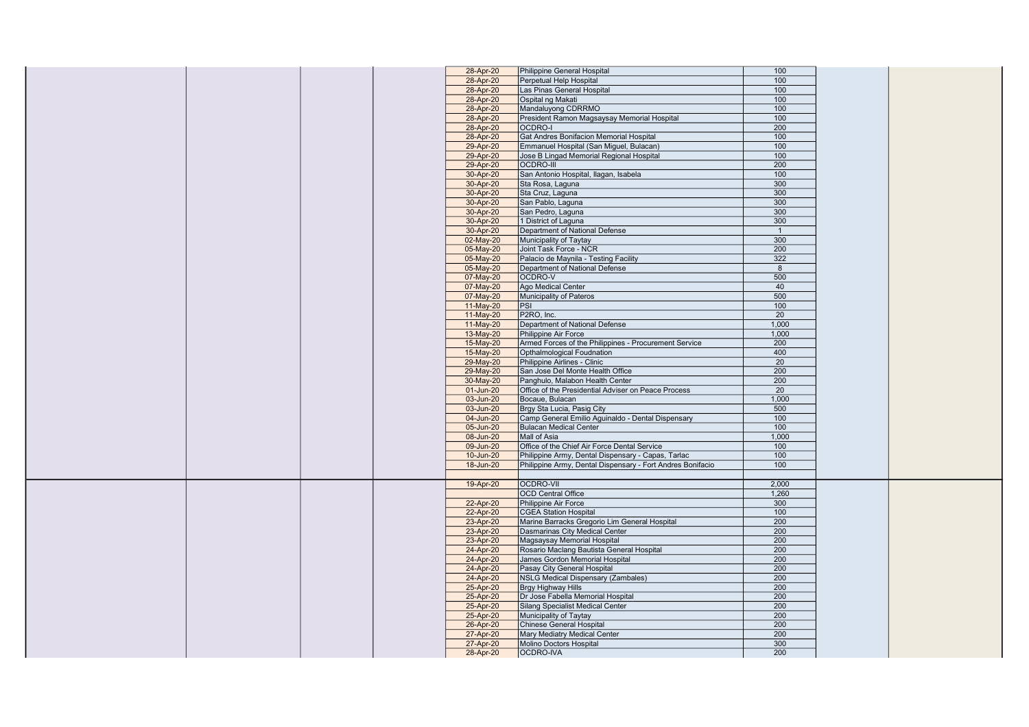| | | | | | | | | |
|---|---|---|---|---|---|---|---|---|
| | | | | 28-Apr-20 | Philippine General Hospital | 100 | | |
| | | | | 28-Apr-20 | Perpetual Help Hospital | 100 | | |
| | | | | 28-Apr-20 | Las Pinas General Hospital | 100 | | |
| | | | | 28-Apr-20 | Ospital ng Makati | 100 | | |
| | | | | 28-Apr-20 | Mandaluyong CDRRMO | 100 | | |
| | | | | 28-Apr-20 | President Ramon Magsaysay Memorial Hospital | 100 | | |
| | | | | 28-Apr-20 | OCDRO-I | 200 | | |
| | | | | 28-Apr-20 | Gat Andres Bonifacion Memorial Hospital | 100 | | |
| | | | | 29-Apr-20 | Emmanuel Hospital (San Miguel, Bulacan) | 100 | | |
| | | | | 29-Apr-20 | Jose B Lingad Memorial Regional Hospital | 100 | | |
| | | | | 29-Apr-20 | OCDRO-III | 200 | | |
| | | | | 30-Apr-20 | San Antonio Hospital, Ilagan, Isabela | 100 | | |
| | | | | 30-Apr-20 | Sta Rosa, Laguna | 300 | | |
| | | | | 30-Apr-20 | Sta Cruz, Laguna | 300 | | |
| | | | | 30-Apr-20 | San Pablo, Laguna | 300 | | |
| | | | | 30-Apr-20 | San Pedro, Laguna | 300 | | |
| | | | | 30-Apr-20 | 1 District of Laguna | 300 | | |
| | | | | 30-Apr-20 | Department of National Defense | 1 | | |
| | | | | 02-May-20 | Municipality of Taytay | 300 | | |
| | | | | 05-May-20 | Joint Task Force - NCR | 200 | | |
| | | | | 05-May-20 | Palacio de Maynila - Testing Facility | 322 | | |
| | | | | 05-May-20 | Department of National Defense | 8 | | |
| | | | | 07-May-20 | OCDRO-V | 500 | | |
| | | | | 07-May-20 | Ago Medical Center | 40 | | |
| | | | | 07-May-20 | Municipality of Pateros | 500 | | |
| | | | | 11-May-20 | PSI | 100 | | |
| | | | | 11-May-20 | P2RO, Inc. | 20 | | |
| | | | | 11-May-20 | Department of National Defense | 1,000 | | |
| | | | | 13-May-20 | Philippine Air Force | 1,000 | | |
| | | | | 15-May-20 | Armed Forces of the Philippines - Procurement Service | 200 | | |
| | | | | 15-May-20 | Opthalmological Foudnation | 400 | | |
| | | | | 29-May-20 | Philippine Airlines - Clinic | 20 | | |
| | | | | 29-May-20 | San Jose Del Monte Health Office | 200 | | |
| | | | | 30-May-20 | Panghulo, Malabon Health Center | 200 | | |
| | | | | 01-Jun-20 | Office of the Presidential Adviser on Peace Process | 20 | | |
| | | | | 03-Jun-20 | Bocaue, Bulacan | 1,000 | | |
| | | | | 03-Jun-20 | Brgy Sta Lucia, Pasig City | 500 | | |
| | | | | 04-Jun-20 | Camp General Emilio Aguinaldo - Dental Dispensary | 100 | | |
| | | | | 05-Jun-20 | Bulacan Medical Center | 100 | | |
| | | | | 08-Jun-20 | Mall of Asia | 1,000 | | |
| | | | | 09-Jun-20 | Office of the Chief Air Force Dental Service | 100 | | |
| | | | | 10-Jun-20 | Philippine Army, Dental Dispensary - Capas, Tarlac | 100 | | |
| | | | | 18-Jun-20 | Philippine Army, Dental Dispensary - Fort Andres Bonifacio | 100 | | |
| | | | | | | | | |
| | | | | 19-Apr-20 | OCDRO-VII | 2,000 | | |
| | | | | | OCD Central Office | 1,260 | | |
| | | | | 22-Apr-20 | Philippine Air Force | 300 | | |
| | | | | 22-Apr-20 | CGEA Station Hospital | 100 | | |
| | | | | 23-Apr-20 | Marine Barracks Gregorio Lim General Hospital | 200 | | |
| | | | | 23-Apr-20 | Dasmarinas City Medical Center | 200 | | |
| | | | | 23-Apr-20 | Magsaysay Memorial Hospital | 200 | | |
| | | | | 24-Apr-20 | Rosario Maclang Bautista General Hospital | 200 | | |
| | | | | 24-Apr-20 | James Gordon Memorial Hospital | 200 | | |
| | | | | 24-Apr-20 | Pasay City General Hospital | 200 | | |
| | | | | 24-Apr-20 | NSLG Medical Dispensary (Zambales) | 200 | | |
| | | | | 25-Apr-20 | Brgy Highway Hills | 200 | | |
| | | | | 25-Apr-20 | Dr Jose Fabella Memorial Hospital | 200 | | |
| | | | | 25-Apr-20 | Silang Specialist Medical Center | 200 | | |
| | | | | 25-Apr-20 | Municipality of Taytay | 200 | | |
| | | | | 26-Apr-20 | Chinese General Hospital | 200 | | |
| | | | | 27-Apr-20 | Mary Mediatry Medical Center | 200 | | |
| | | | | 27-Apr-20 | Molino Doctors Hospital | 300 | | |
| | | | | 28-Apr-20 | OCDRO-IVA | 200 | | |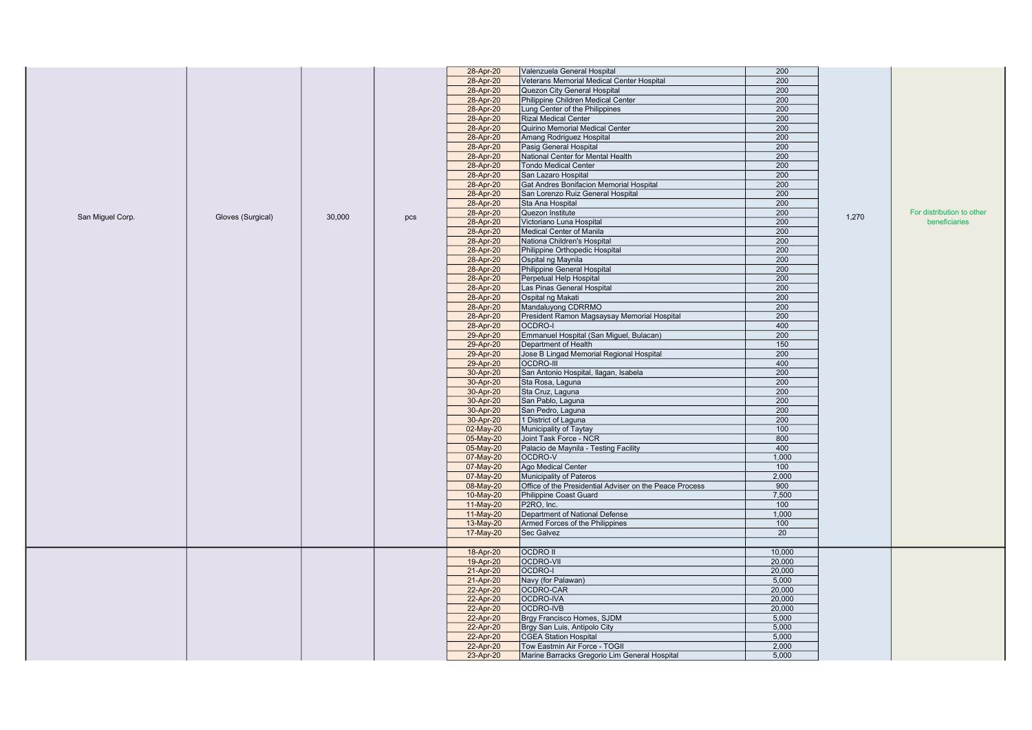| | | | | | | | | |
|---|---|---|---|---|---|---|---|---|
| San Miguel Corp. | Gloves (Surgical) | 30,000 | pcs | 28-Apr-20 | Valenzuela General Hospital | 200 | 1,270 | For distribution to other beneficiaries |
| | | | | 28-Apr-20 | Veterans Memorial Medical Center Hospital | 200 | | |
| | | | | 28-Apr-20 | Quezon City General Hospital | 200 | | |
| | | | | 28-Apr-20 | Philippine Children Medical Center | 200 | | |
| | | | | 28-Apr-20 | Lung Center of the Philippines | 200 | | |
| | | | | 28-Apr-20 | Rizal Medical Center | 200 | | |
| | | | | 28-Apr-20 | Quirino Memorial Medical Center | 200 | | |
| | | | | 28-Apr-20 | Amang Rodriguez Hospital | 200 | | |
| | | | | 28-Apr-20 | Pasig General Hospital | 200 | | |
| | | | | 28-Apr-20 | National Center for Mental Health | 200 | | |
| | | | | 28-Apr-20 | Tondo Medical Center | 200 | | |
| | | | | 28-Apr-20 | San Lazaro Hospital | 200 | | |
| | | | | 28-Apr-20 | Gat Andres Bonifacion Memorial Hospital | 200 | | |
| | | | | 28-Apr-20 | San Lorenzo Ruiz General Hospital | 200 | | |
| | | | | 28-Apr-20 | Sta Ana Hospital | 200 | | |
| | | | | 28-Apr-20 | Quezon Institute | 200 | | |
| | | | | 28-Apr-20 | Victoriano Luna Hospital | 200 | | |
| | | | | 28-Apr-20 | Medical Center of Manila | 200 | | |
| | | | | 28-Apr-20 | Nationa Children's Hospital | 200 | | |
| | | | | 28-Apr-20 | Philippine Orthopedic Hospital | 200 | | |
| | | | | 28-Apr-20 | Ospital ng Maynila | 200 | | |
| | | | | 28-Apr-20 | Philippine General Hospital | 200 | | |
| | | | | 28-Apr-20 | Perpetual Help Hospital | 200 | | |
| | | | | 28-Apr-20 | Las Pinas General Hospital | 200 | | |
| | | | | 28-Apr-20 | Ospital ng Makati | 200 | | |
| | | | | 28-Apr-20 | Mandaluyong CDRRMO | 200 | | |
| | | | | 28-Apr-20 | President Ramon Magsaysay Memorial Hospital | 200 | | |
| | | | | 28-Apr-20 | OCDRO-I | 400 | | |
| | | | | 29-Apr-20 | Emmanuel Hospital (San Miguel, Bulacan) | 200 | | |
| | | | | 29-Apr-20 | Department of Health | 150 | | |
| | | | | 29-Apr-20 | Jose B Lingad Memorial Regional Hospital | 200 | | |
| | | | | 29-Apr-20 | OCDRO-III | 400 | | |
| | | | | 30-Apr-20 | San Antonio Hospital, Ilagan, Isabela | 200 | | |
| | | | | 30-Apr-20 | Sta Rosa, Laguna | 200 | | |
| | | | | 30-Apr-20 | Sta Cruz, Laguna | 200 | | |
| | | | | 30-Apr-20 | San Pablo, Laguna | 200 | | |
| | | | | 30-Apr-20 | San Pedro, Laguna | 200 | | |
| | | | | 30-Apr-20 | 1 District of Laguna | 200 | | |
| | | | | 02-May-20 | Municipality of Taytay | 100 | | |
| | | | | 05-May-20 | Joint Task Force - NCR | 800 | | |
| | | | | 05-May-20 | Palacio de Maynila - Testing Facility | 400 | | |
| | | | | 07-May-20 | OCDRO-V | 1,000 | | |
| | | | | 07-May-20 | Ago Medical Center | 100 | | |
| | | | | 07-May-20 | Municipality of Pateros | 2,000 | | |
| | | | | 08-May-20 | Office of the Presidential Adviser on the Peace Process | 900 | | |
| | | | | 10-May-20 | Philippine Coast Guard | 7,500 | | |
| | | | | 11-May-20 | P2RO, Inc. | 100 | | |
| | | | | 11-May-20 | Department of National Defense | 1,000 | | |
| | | | | 13-May-20 | Armed Forces of the Philippines | 100 | | |
| | | | | 17-May-20 | Sec Galvez | 20 | | |
| | | | | | | | | |
| | | | | 18-Apr-20 | OCDRO II | 10,000 | | |
| | | | | 19-Apr-20 | OCDRO-VII | 20,000 | | |
| | | | | 21-Apr-20 | OCDRO-I | 20,000 | | |
| | | | | 21-Apr-20 | Navy (for Palawan) | 5,000 | | |
| | | | | 22-Apr-20 | OCDRO-CAR | 20,000 | | |
| | | | | 22-Apr-20 | OCDRO-IVA | 20,000 | | |
| | | | | 22-Apr-20 | OCDRO-IVB | 20,000 | | |
| | | | | 22-Apr-20 | Brgy Francisco Homes, SJDM | 5,000 | | |
| | | | | 22-Apr-20 | Brgy San Luis, Antipolo City | 5,000 | | |
| | | | | 22-Apr-20 | CGEA Station Hospital | 5,000 | | |
| | | | | 22-Apr-20 | Tow Eastmin Air Force - TOGII | 2,000 | | |
| | | | | 23-Apr-20 | Marine Barracks Gregorio Lim General Hospital | 5,000 | | |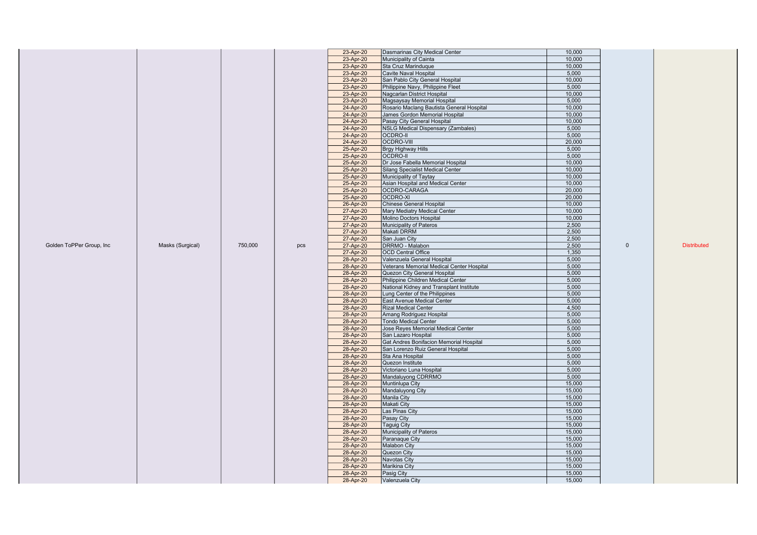| | | | | | | | | |
|---|---|---|---|---|---|---|---|---|
| Golden ToPPer Group, Inc | Masks (Surgical) | 750,000 | pcs | 23-Apr-20 | Dasmarinas City Medical Center | 10,000 | 0 | Distributed |
| | | | | 23-Apr-20 | Municipality of Cainta | 10,000 | | |
| | | | | 23-Apr-20 | Sta Cruz Marinduque | 10,000 | | |
| | | | | 23-Apr-20 | Cavite Naval Hospital | 5,000 | | |
| | | | | 23-Apr-20 | San Pablo City General Hospital | 10,000 | | |
| | | | | 23-Apr-20 | Philippine Navy, Philippine Fleet | 5,000 | | |
| | | | | 23-Apr-20 | Nagcarlan District Hospital | 10,000 | | |
| | | | | 23-Apr-20 | Magsaysay Memorial Hospital | 5,000 | | |
| | | | | 24-Apr-20 | Rosario Maclang Bautista General Hospital | 10,000 | | |
| | | | | 24-Apr-20 | James Gordon Memorial Hospital | 10,000 | | |
| | | | | 24-Apr-20 | Pasay City General Hospital | 10,000 | | |
| | | | | 24-Apr-20 | NSLG Medical Dispensary (Zambales) | 5,000 | | |
| | | | | 24-Apr-20 | OCDRO-II | 5,000 | | |
| | | | | 24-Apr-20 | OCDRO-VIII | 20,000 | | |
| | | | | 25-Apr-20 | Brgy Highway Hills | 5,000 | | |
| | | | | 25-Apr-20 | OCDRO-II | 5,000 | | |
| | | | | 25-Apr-20 | Dr Jose Fabella Memorial Hospital | 10,000 | | |
| | | | | 25-Apr-20 | Silang Specialist Medical Center | 10,000 | | |
| | | | | 25-Apr-20 | Municipality of Taytay | 10,000 | | |
| | | | | 25-Apr-20 | Asian Hospital and Medical Center | 10,000 | | |
| | | | | 25-Apr-20 | OCDRO-CARAGA | 20,000 | | |
| | | | | 25-Apr-20 | OCDRO-XI | 20,000 | | |
| | | | | 26-Apr-20 | Chinese General Hospital | 10,000 | | |
| | | | | 27-Apr-20 | Mary Mediatry Medical Center | 10,000 | | |
| | | | | 27-Apr-20 | Molino Doctors Hospital | 10,000 | | |
| | | | | 27-Apr-20 | Municipality of Pateros | 2,500 | | |
| | | | | 27-Apr-20 | Makati DRRM | 2,500 | | |
| | | | | 27-Apr-20 | San Juan City | 2,500 | | |
| | | | | 27-Apr-20 | DRRMO - Malabon | 2,500 | | |
| | | | | 27-Apr-20 | OCD Central Office | 1,350 | | |
| | | | | 28-Apr-20 | Valenzuela General Hospital | 5,000 | | |
| | | | | 28-Apr-20 | Veterans Memorial Medical Center Hospital | 5,000 | | |
| | | | | 28-Apr-20 | Quezon City General Hospital | 5,000 | | |
| | | | | 28-Apr-20 | Philippine Children Medical Center | 5,000 | | |
| | | | | 28-Apr-20 | National Kidney and Transplant Institute | 5,000 | | |
| | | | | 28-Apr-20 | Lung Center of the Philippines | 5,000 | | |
| | | | | 28-Apr-20 | East Avenue Medical Center | 5,000 | | |
| | | | | 28-Apr-20 | Rizal Medical Center | 4,500 | | |
| | | | | 28-Apr-20 | Amang Rodriguez Hospital | 5,000 | | |
| | | | | 28-Apr-20 | Tondo Medical Center | 5,000 | | |
| | | | | 28-Apr-20 | Jose Reyes Memorial Medical Center | 5,000 | | |
| | | | | 28-Apr-20 | San Lazaro Hospital | 5,000 | | |
| | | | | 28-Apr-20 | Gat Andres Bonifacion Memorial Hospital | 5,000 | | |
| | | | | 28-Apr-20 | San Lorenzo Ruiz General Hospital | 5,000 | | |
| | | | | 28-Apr-20 | Sta Ana Hospital | 5,000 | | |
| | | | | 28-Apr-20 | Quezon Institute | 5,000 | | |
| | | | | 28-Apr-20 | Victoriano Luna Hospital | 5,000 | | |
| | | | | 28-Apr-20 | Mandaluyong CDRRMO | 5,000 | | |
| | | | | 28-Apr-20 | Muntinlupa City | 15,000 | | |
| | | | | 28-Apr-20 | Mandaluyong City | 15,000 | | |
| | | | | 28-Apr-20 | Manila City | 15,000 | | |
| | | | | 28-Apr-20 | Makati City | 15,000 | | |
| | | | | 28-Apr-20 | Las Pinas City | 15,000 | | |
| | | | | 28-Apr-20 | Pasay City | 15,000 | | |
| | | | | 28-Apr-20 | Taguig City | 15,000 | | |
| | | | | 28-Apr-20 | Municipality of Pateros | 15,000 | | |
| | | | | 28-Apr-20 | Paranaque City | 15,000 | | |
| | | | | 28-Apr-20 | Malabon City | 15,000 | | |
| | | | | 28-Apr-20 | Quezon City | 15,000 | | |
| | | | | 28-Apr-20 | Navotas City | 15,000 | | |
| | | | | 28-Apr-20 | Marikina City | 15,000 | | |
| | | | | 28-Apr-20 | Pasig City | 15,000 | | |
| | | | | 28-Apr-20 | Valenzuela City | 15,000 | | |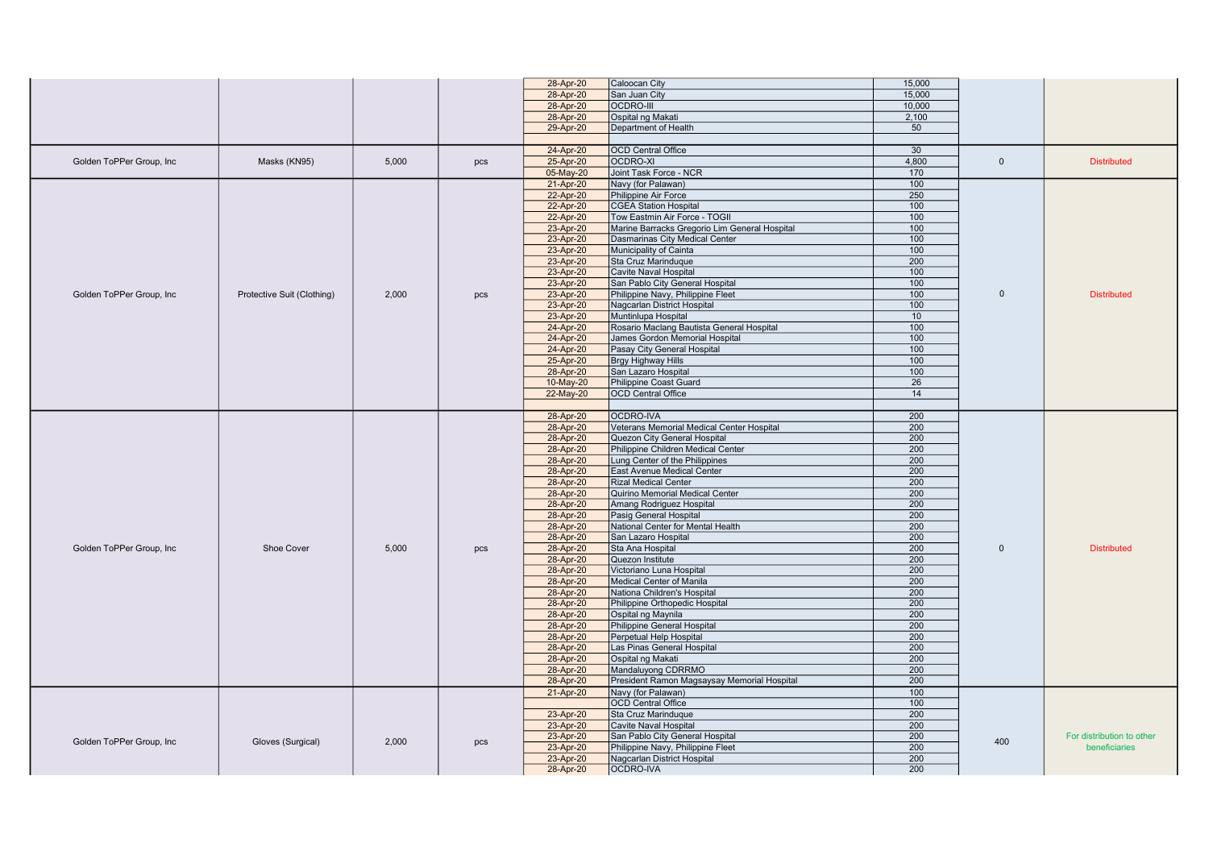| Donor | Item | Quantity | Unit | Date | Beneficiary | Quantity Distributed | Balance | Remarks |
|---|---|---|---|---|---|---|---|---|
| | | | | 28-Apr-20 | Caloocan City | 15,000 | | |
| | | | | 28-Apr-20 | San Juan City | 15,000 | | |
| | | | | 28-Apr-20 | OCDRO-III | 10,000 | | |
| | | | | 28-Apr-20 | Ospital ng Makati | 2,100 | | |
| | | | | 29-Apr-20 | Department of Health | 50 | | |
| | | | | | | | | |
| Golden ToPPer Group, Inc | Masks (KN95) | 5,000 | pcs | 24-Apr-20 | OCD Central Office | 30 | 0 | Distributed |
| | | | | 25-Apr-20 | OCDRO-XI | 4,800 | | |
| | | | | 05-May-20 | Joint Task Force - NCR | 170 | | |
| Golden ToPPer Group, Inc | Protective Suit (Clothing) | 2,000 | pcs | 21-Apr-20 | Navy (for Palawan) | 100 | 0 | Distributed |
| | | | | 22-Apr-20 | Philippine Air Force | 250 | | |
| | | | | 22-Apr-20 | CGEA Station Hospital | 100 | | |
| | | | | 22-Apr-20 | Tow Eastmin Air Force - TOGII | 100 | | |
| | | | | 23-Apr-20 | Marine Barracks Gregorio Lim General Hospital | 100 | | |
| | | | | 23-Apr-20 | Dasmarinas City Medical Center | 100 | | |
| | | | | 23-Apr-20 | Municipality of Cainta | 100 | | |
| | | | | 23-Apr-20 | Sta Cruz Marinduque | 200 | | |
| | | | | 23-Apr-20 | Cavite Naval Hospital | 100 | | |
| | | | | 23-Apr-20 | San Pablo City General Hospital | 100 | | |
| | | | | 23-Apr-20 | Philippine Navy, Philippine Fleet | 100 | | |
| | | | | 23-Apr-20 | Nagcarlan District Hospital | 100 | | |
| | | | | 23-Apr-20 | Muntinlupa Hospital | 10 | | |
| | | | | 24-Apr-20 | Rosario Maclang Bautista General Hospital | 100 | | |
| | | | | 24-Apr-20 | James Gordon Memorial Hospital | 100 | | |
| | | | | 24-Apr-20 | Pasay City General Hospital | 100 | | |
| | | | | 25-Apr-20 | Brgy Highway Hills | 100 | | |
| | | | | 28-Apr-20 | San Lazaro Hospital | 100 | | |
| | | | | 10-May-20 | Philippine Coast Guard | 26 | | |
| | | | | 22-May-20 | OCD Central Office | 14 | | |
| | | | | | | | | |
| Golden ToPPer Group, Inc | Shoe Cover | 5,000 | pcs | 28-Apr-20 | OCDRO-IVA | 200 | 0 | Distributed |
| | | | | 28-Apr-20 | Veterans Memorial Medical Center Hospital | 200 | | |
| | | | | 28-Apr-20 | Quezon City General Hospital | 200 | | |
| | | | | 28-Apr-20 | Philippine Children Medical Center | 200 | | |
| | | | | 28-Apr-20 | Lung Center of the Philippines | 200 | | |
| | | | | 28-Apr-20 | East Avenue Medical Center | 200 | | |
| | | | | 28-Apr-20 | Rizal Medical Center | 200 | | |
| | | | | 28-Apr-20 | Quirino Memorial Medical Center | 200 | | |
| | | | | 28-Apr-20 | Amang Rodriguez Hospital | 200 | | |
| | | | | 28-Apr-20 | Pasig General Hospital | 200 | | |
| | | | | 28-Apr-20 | National Center for Mental Health | 200 | | |
| | | | | 28-Apr-20 | San Lazaro Hospital | 200 | | |
| | | | | 28-Apr-20 | Sta Ana Hospital | 200 | | |
| | | | | 28-Apr-20 | Quezon Institute | 200 | | |
| | | | | 28-Apr-20 | Victoriano Luna Hospital | 200 | | |
| | | | | 28-Apr-20 | Medical Center of Manila | 200 | | |
| | | | | 28-Apr-20 | Nationa Children's Hospital | 200 | | |
| | | | | 28-Apr-20 | Philippine Orthopedic Hospital | 200 | | |
| | | | | 28-Apr-20 | Ospital ng Maynila | 200 | | |
| | | | | 28-Apr-20 | Philippine General Hospital | 200 | | |
| | | | | 28-Apr-20 | Perpetual Help Hospital | 200 | | |
| | | | | 28-Apr-20 | Las Pinas General Hospital | 200 | | |
| | | | | 28-Apr-20 | Ospital ng Makati | 200 | | |
| | | | | 28-Apr-20 | Mandaluyong CDRRMO | 200 | | |
| | | | | 28-Apr-20 | President Ramon Magsaysay Memorial Hospital | 200 | | |
| Golden ToPPer Group, Inc | Gloves (Surgical) | 2,000 | pcs | 21-Apr-20 | Navy (for Palawan) | 100 | 400 | For distribution to other beneficiaries |
| | | | | | OCD Central Office | 100 | | |
| | | | | 23-Apr-20 | Sta Cruz Marinduque | 200 | | |
| | | | | 23-Apr-20 | Cavite Naval Hospital | 200 | | |
| | | | | 23-Apr-20 | San Pablo City General Hospital | 200 | | |
| | | | | 23-Apr-20 | Philippine Navy, Philippine Fleet | 200 | | |
| | | | | 23-Apr-20 | Nagcarlan District Hospital | 200 | | |
| | | | | 28-Apr-20 | OCDRO-IVA | 200 | | |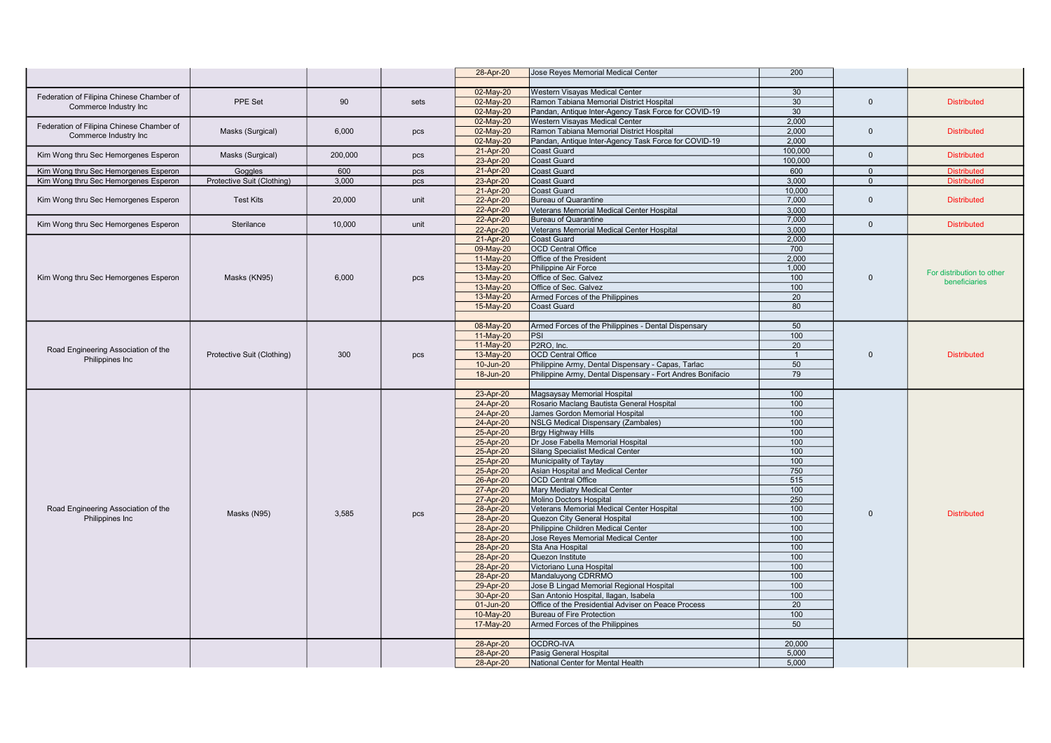| | | | | 28-Apr-20 | Jose Reyes Memorial Medical Center | 200 | | |
|---|---|---|---|---|---|---|---|---|
| | | | | | | | | |
| Federation of Filipina Chinese Chamber of Commerce Industry Inc | PPE Set | 90 | sets | 02-May-20 | Western Visayas Medical Center | 30 | 0 | Distributed |
| | | | | 02-May-20 | Ramon Tabiana Memorial District Hospital | 30 | | |
| | | | | 02-May-20 | Pandan, Antique Inter-Agency Task Force for COVID-19 | 30 | | |
| Federation of Filipina Chinese Chamber of Commerce Industry Inc | Masks (Surgical) | 6,000 | pcs | 02-May-20 | Western Visayas Medical Center | 2,000 | 0 | Distributed |
| | | | | 02-May-20 | Ramon Tabiana Memorial District Hospital | 2,000 | | |
| | | | | 02-May-20 | Pandan, Antique Inter-Agency Task Force for COVID-19 | 2,000 | | |
| Kim Wong thru Sec Hemorgenes Esperon | Masks (Surgical) | 200,000 | pcs | 21-Apr-20 | Coast Guard | 100,000 | 0 | Distributed |
| | | | | 23-Apr-20 | Coast Guard | 100,000 | | |
| Kim Wong thru Sec Hemorgenes Esperon | Goggles | 600 | pcs | 21-Apr-20 | Coast Guard | 600 | 0 | Distributed |
| Kim Wong thru Sec Hemorgenes Esperon | Protective Suit (Clothing) | 3,000 | pcs | 23-Apr-20 | Coast Guard | 3,000 | 0 | Distributed |
| Kim Wong thru Sec Hemorgenes Esperon | Test Kits | 20,000 | unit | 21-Apr-20 | Coast Guard | 10,000 | 0 | Distributed |
| | | | | 22-Apr-20 | Bureau of Quarantine | 7,000 | | |
| | | | | 22-Apr-20 | Veterans Memorial Medical Center Hospital | 3,000 | | |
| Kim Wong thru Sec Hemorgenes Esperon | Sterilance | 10,000 | unit | 22-Apr-20 | Bureau of Quarantine | 7,000 | 0 | Distributed |
| | | | | 22-Apr-20 | Veterans Memorial Medical Center Hospital | 3,000 | | |
| Kim Wong thru Sec Hemorgenes Esperon | Masks (KN95) | 6,000 | pcs | 21-Apr-20 | Coast Guard | 2,000 | 0 | For distribution to other beneficiaries |
| | | | | 09-May-20 | OCD Central Office | 700 | | |
| | | | | 11-May-20 | Office of the President | 2,000 | | |
| | | | | 13-May-20 | Philippine Air Force | 1,000 | | |
| | | | | 13-May-20 | Office of Sec. Galvez | 100 | | |
| | | | | 13-May-20 | Office of Sec. Galvez | 100 | | |
| | | | | 13-May-20 | Armed Forces of the Philippines | 20 | | |
| | | | | 15-May-20 | Coast Guard | 80 | | |
| | | | | | | | | |
| Road Engineering Association of the Philippines Inc | Protective Suit (Clothing) | 300 | pcs | 08-May-20 | Armed Forces of the Philippines - Dental Dispensary | 50 | 0 | Distributed |
| | | | | 11-May-20 | PSI | 100 | | |
| | | | | 11-May-20 | P2RO, Inc. | 20 | | |
| | | | | 13-May-20 | OCD Central Office | 1 | | |
| | | | | 10-Jun-20 | Philippine Army, Dental Dispensary - Capas, Tarlac | 50 | | |
| | | | | 18-Jun-20 | Philippine Army, Dental Dispensary - Fort Andres Bonifacio | 79 | | |
| | | | | | | | | |
| Road Engineering Association of the Philippines Inc | Masks (N95) | 3,585 | pcs | 23-Apr-20 | Magsaysay Memorial Hospital | 100 | 0 | Distributed |
| | | | | 24-Apr-20 | Rosario Maclang Bautista General Hospital | 100 | | |
| | | | | 24-Apr-20 | James Gordon Memorial Hospital | 100 | | |
| | | | | 24-Apr-20 | NSLG Medical Dispensary (Zambales) | 100 | | |
| | | | | 25-Apr-20 | Brgy Highway Hills | 100 | | |
| | | | | 25-Apr-20 | Dr Jose Fabella Memorial Hospital | 100 | | |
| | | | | 25-Apr-20 | Silang Specialist Medical Center | 100 | | |
| | | | | 25-Apr-20 | Municipality of Taytay | 100 | | |
| | | | | 25-Apr-20 | Asian Hospital and Medical Center | 750 | | |
| | | | | 26-Apr-20 | OCD Central Office | 515 | | |
| | | | | 27-Apr-20 | Mary Mediatry Medical Center | 100 | | |
| | | | | 27-Apr-20 | Molino Doctors Hospital | 250 | | |
| | | | | 28-Apr-20 | Veterans Memorial Medical Center Hospital | 100 | | |
| | | | | 28-Apr-20 | Quezon City General Hospital | 100 | | |
| | | | | 28-Apr-20 | Philippine Children Medical Center | 100 | | |
| | | | | 28-Apr-20 | Jose Reyes Memorial Medical Center | 100 | | |
| | | | | 28-Apr-20 | Sta Ana Hospital | 100 | | |
| | | | | 28-Apr-20 | Quezon Institute | 100 | | |
| | | | | 28-Apr-20 | Victoriano Luna Hospital | 100 | | |
| | | | | 28-Apr-20 | Mandaluyong CDRRMO | 100 | | |
| | | | | 29-Apr-20 | Jose B Lingad Memorial Regional Hospital | 100 | | |
| | | | | 30-Apr-20 | San Antonio Hospital, Ilagan, Isabela | 100 | | |
| | | | | 01-Jun-20 | Office of the Presidential Adviser on Peace Process | 20 | | |
| | | | | 10-May-20 | Bureau of Fire Protection | 100 | | |
| | | | | 17-May-20 | Armed Forces of the Philippines | 50 | | |
| | | | | | | | | |
| | | | | 28-Apr-20 | OCDRO-IVA | 20,000 | | |
| | | | | 28-Apr-20 | Pasig General Hospital | 5,000 | | |
| | | | | 28-Apr-20 | National Center for Mental Health | 5,000 | | |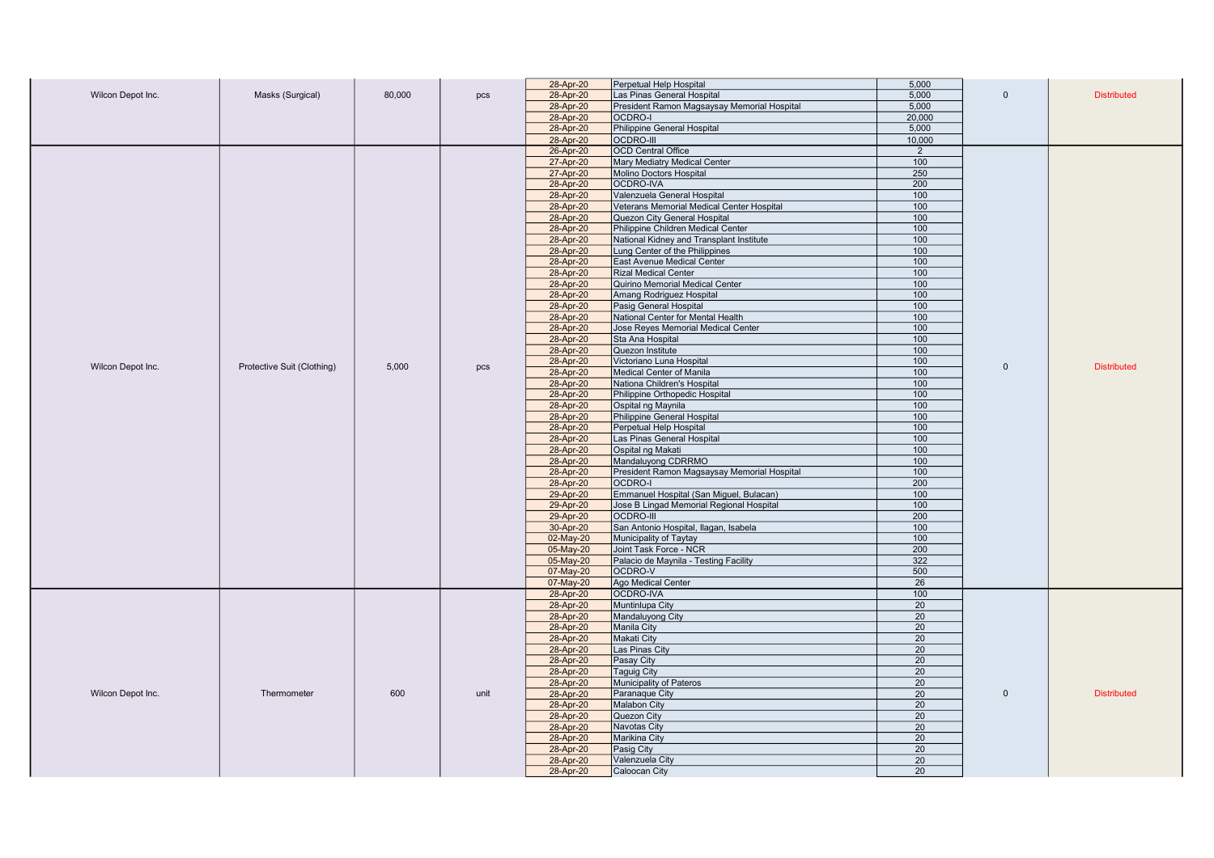| Donor | Item | Quantity | Unit | Date | Recipient | Quantity Distributed | Balance | Status |
|---|---|---|---|---|---|---|---|---|
| Wilcon Depot Inc. | Masks (Surgical) | 80,000 | pcs | 28-Apr-20 | Perpetual Help Hospital | 5,000 | 0 | Distributed |
| | | | | 28-Apr-20 | Las Pinas General Hospital | 5,000 | | |
| | | | | 28-Apr-20 | President Ramon Magsaysay Memorial Hospital | 5,000 | | |
| | | | | 28-Apr-20 | OCDRO-I | 20,000 | | |
| | | | | 28-Apr-20 | Philippine General Hospital | 5,000 | | |
| | | | | 28-Apr-20 | OCDRO-III | 10,000 | | |
| Wilcon Depot Inc. | Protective Suit (Clothing) | 5,000 | pcs | 26-Apr-20 | OCD Central Office | 2 | 0 | Distributed |
| | | | | 27-Apr-20 | Mary Mediatry Medical Center | 100 | | |
| | | | | 27-Apr-20 | Molino Doctors Hospital | 250 | | |
| | | | | 28-Apr-20 | OCDRO-IVA | 200 | | |
| | | | | 28-Apr-20 | Valenzuela General Hospital | 100 | | |
| | | | | 28-Apr-20 | Veterans Memorial Medical Center Hospital | 100 | | |
| | | | | 28-Apr-20 | Quezon City General Hospital | 100 | | |
| | | | | 28-Apr-20 | Philippine Children Medical Center | 100 | | |
| | | | | 28-Apr-20 | National Kidney and Transplant Institute | 100 | | |
| | | | | 28-Apr-20 | Lung Center of the Philippines | 100 | | |
| | | | | 28-Apr-20 | East Avenue Medical Center | 100 | | |
| | | | | 28-Apr-20 | Rizal Medical Center | 100 | | |
| | | | | 28-Apr-20 | Quirino Memorial Medical Center | 100 | | |
| | | | | 28-Apr-20 | Amang Rodriguez Hospital | 100 | | |
| | | | | 28-Apr-20 | Pasig General Hospital | 100 | | |
| | | | | 28-Apr-20 | National Center for Mental Health | 100 | | |
| | | | | 28-Apr-20 | Jose Reyes Memorial Medical Center | 100 | | |
| | | | | 28-Apr-20 | Sta Ana Hospital | 100 | | |
| | | | | 28-Apr-20 | Quezon Institute | 100 | | |
| | | | | 28-Apr-20 | Victoriano Luna Hospital | 100 | | |
| | | | | 28-Apr-20 | Medical Center of Manila | 100 | | |
| | | | | 28-Apr-20 | Nationa Children's Hospital | 100 | | |
| | | | | 28-Apr-20 | Philippine Orthopedic Hospital | 100 | | |
| | | | | 28-Apr-20 | Ospital ng Maynila | 100 | | |
| | | | | 28-Apr-20 | Philippine General Hospital | 100 | | |
| | | | | 28-Apr-20 | Perpetual Help Hospital | 100 | | |
| | | | | 28-Apr-20 | Las Pinas General Hospital | 100 | | |
| | | | | 28-Apr-20 | Ospital ng Makati | 100 | | |
| | | | | 28-Apr-20 | Mandaluyong CDRRMO | 100 | | |
| | | | | 28-Apr-20 | President Ramon Magsaysay Memorial Hospital | 100 | | |
| | | | | 28-Apr-20 | OCDRO-I | 200 | | |
| | | | | 29-Apr-20 | Emmanuel Hospital (San Miguel, Bulacan) | 100 | | |
| | | | | 29-Apr-20 | Jose B Lingad Memorial Regional Hospital | 100 | | |
| | | | | 29-Apr-20 | OCDRO-III | 200 | | |
| | | | | 30-Apr-20 | San Antonio Hospital, Ilagan, Isabela | 100 | | |
| | | | | 02-May-20 | Municipality of Taytay | 100 | | |
| | | | | 05-May-20 | Joint Task Force - NCR | 200 | | |
| | | | | 05-May-20 | Palacio de Maynila - Testing Facility | 322 | | |
| | | | | 07-May-20 | OCDRO-V | 500 | | |
| | | | | 07-May-20 | Ago Medical Center | 26 | | |
| Wilcon Depot Inc. | Thermometer | 600 | unit | 28-Apr-20 | OCDRO-IVA | 100 | 0 | Distributed |
| | | | | 28-Apr-20 | Muntinlupa City | 20 | | |
| | | | | 28-Apr-20 | Mandaluyong City | 20 | | |
| | | | | 28-Apr-20 | Manila City | 20 | | |
| | | | | 28-Apr-20 | Makati City | 20 | | |
| | | | | 28-Apr-20 | Las Pinas City | 20 | | |
| | | | | 28-Apr-20 | Pasay City | 20 | | |
| | | | | 28-Apr-20 | Taguig City | 20 | | |
| | | | | 28-Apr-20 | Municipality of Pateros | 20 | | |
| | | | | 28-Apr-20 | Paranaque City | 20 | | |
| | | | | 28-Apr-20 | Malabon City | 20 | | |
| | | | | 28-Apr-20 | Quezon City | 20 | | |
| | | | | 28-Apr-20 | Navotas City | 20 | | |
| | | | | 28-Apr-20 | Marikina City | 20 | | |
| | | | | 28-Apr-20 | Pasig City | 20 | | |
| | | | | 28-Apr-20 | Valenzuela City | 20 | | |
| | | | | 28-Apr-20 | Caloocan City | 20 | | |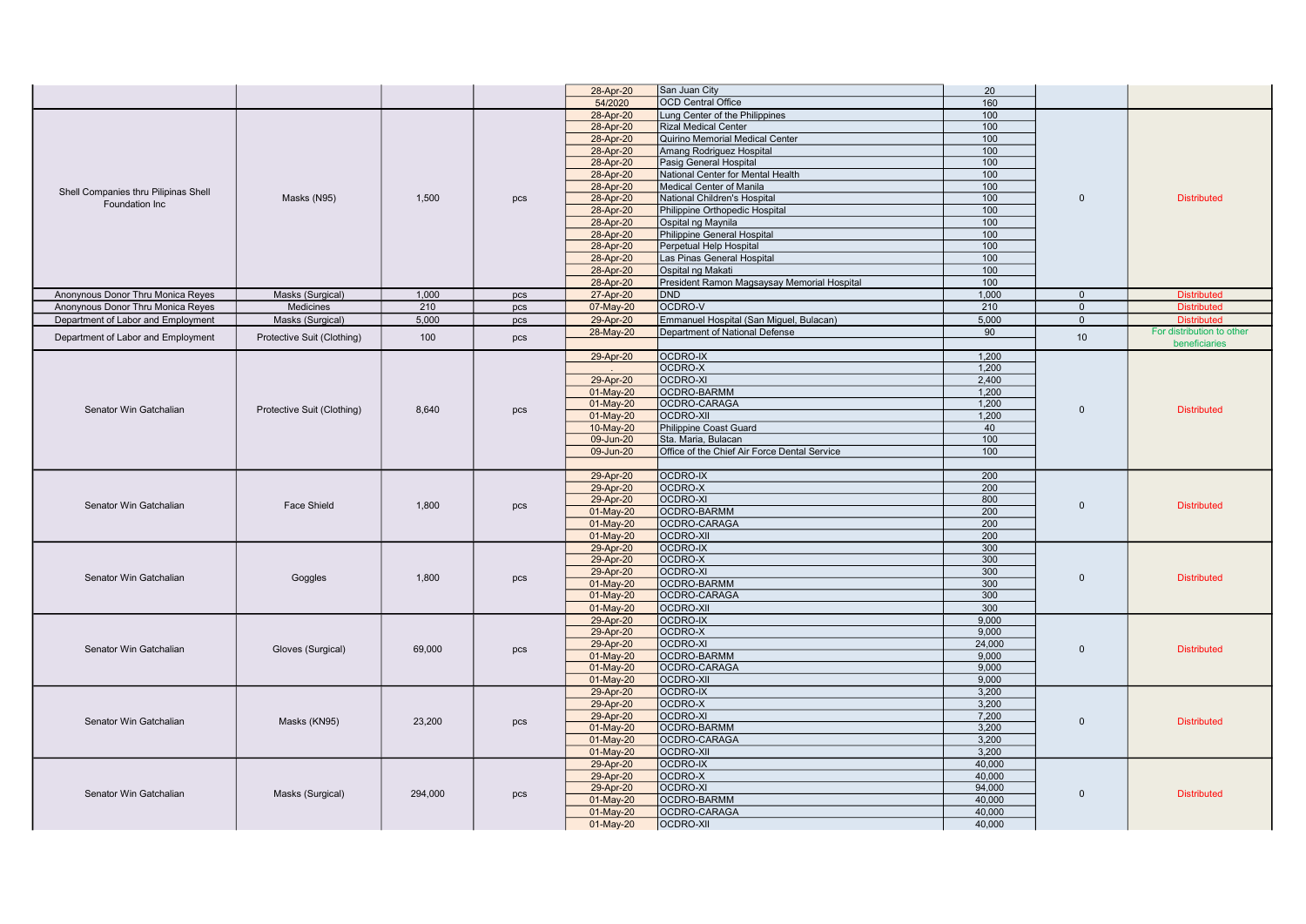| | | | | 28-Apr-20 | San Juan City | 20 | | |
|---|---|---|---|---|---|---|---|---|
| | | | | 54/2020 | OCD Central Office | 160 | | |
| Shell Companies thru Pilipinas Shell Foundation Inc | Masks (N95) | 1,500 | pcs | 28-Apr-20 | Lung Center of the Philippines | 100 | 0 | Distributed |
| | | | | 28-Apr-20 | Rizal Medical Center | 100 | | |
| | | | | 28-Apr-20 | Quirino Memorial Medical Center | 100 | | |
| | | | | 28-Apr-20 | Amang Rodriguez Hospital | 100 | | |
| | | | | 28-Apr-20 | Pasig General Hospital | 100 | | |
| | | | | 28-Apr-20 | National Center for Mental Health | 100 | | |
| | | | | 28-Apr-20 | Medical Center of Manila | 100 | | |
| | | | | 28-Apr-20 | National Children's Hospital | 100 | | |
| | | | | 28-Apr-20 | Philippine Orthopedic Hospital | 100 | | |
| | | | | 28-Apr-20 | Ospital ng Maynila | 100 | | |
| | | | | 28-Apr-20 | Philippine General Hospital | 100 | | |
| | | | | 28-Apr-20 | Perpetual Help Hospital | 100 | | |
| | | | | 28-Apr-20 | Las Pinas General Hospital | 100 | | |
| | | | | 28-Apr-20 | Ospital ng Makati | 100 | | |
| | | | | 28-Apr-20 | President Ramon Magsaysay Memorial Hospital | 100 | | |
| Anonynous Donor Thru Monica Reyes | Masks (Surgical) | 1,000 | pcs | 27-Apr-20 | DND | 1,000 | 0 | Distributed |
| Anonynous Donor Thru Monica Reyes | Medicines | 210 | pcs | 07-May-20 | OCDRO-V | 210 | 0 | Distributed |
| Department of Labor and Employment | Masks (Surgical) | 5,000 | pcs | 29-Apr-20 | Emmanuel Hospital (San Miguel, Bulacan) | 5,000 | 0 | Distributed |
| Department of Labor and Employment | Protective Suit (Clothing) | 100 | pcs | 28-May-20 | Department of National Defense | 90 | 10 | For distribution to other beneficiaries |
| Senator Win Gatchalian | Protective Suit (Clothing) | 8,640 | pcs | 29-Apr-20 | OCDRO-IX | 1,200 | 0 | Distributed |
| | | | | . | OCDRO-X | 1,200 | | |
| | | | | 29-Apr-20 | OCDRO-XI | 2,400 | | |
| | | | | 01-May-20 | OCDRO-BARMM | 1,200 | | |
| | | | | 01-May-20 | OCDRO-CARAGA | 1,200 | | |
| | | | | 01-May-20 | OCDRO-XII | 1,200 | | |
| | | | | 10-May-20 | Philippine Coast Guard | 40 | | |
| | | | | 09-Jun-20 | Sta. Maria, Bulacan | 100 | | |
| | | | | 09-Jun-20 | Office of the Chief Air Force Dental Service | 100 | | |
| Senator Win Gatchalian | Face Shield | 1,800 | pcs | 29-Apr-20 | OCDRO-IX | 200 | 0 | Distributed |
| | | | | 29-Apr-20 | OCDRO-X | 200 | | |
| | | | | 29-Apr-20 | OCDRO-XI | 800 | | |
| | | | | 01-May-20 | OCDRO-BARMM | 200 | | |
| | | | | 01-May-20 | OCDRO-CARAGA | 200 | | |
| | | | | 01-May-20 | OCDRO-XII | 200 | | |
| Senator Win Gatchalian | Goggles | 1,800 | pcs | 29-Apr-20 | OCDRO-IX | 300 | 0 | Distributed |
| | | | | 29-Apr-20 | OCDRO-X | 300 | | |
| | | | | 29-Apr-20 | OCDRO-XI | 300 | | |
| | | | | 01-May-20 | OCDRO-BARMM | 300 | | |
| | | | | 01-May-20 | OCDRO-CARAGA | 300 | | |
| | | | | 01-May-20 | OCDRO-XII | 300 | | |
| Senator Win Gatchalian | Gloves (Surgical) | 69,000 | pcs | 29-Apr-20 | OCDRO-IX | 9,000 | 0 | Distributed |
| | | | | 29-Apr-20 | OCDRO-X | 9,000 | | |
| | | | | 29-Apr-20 | OCDRO-XI | 24,000 | | |
| | | | | 01-May-20 | OCDRO-BARMM | 9,000 | | |
| | | | | 01-May-20 | OCDRO-CARAGA | 9,000 | | |
| | | | | 01-May-20 | OCDRO-XII | 9,000 | | |
| Senator Win Gatchalian | Masks (KN95) | 23,200 | pcs | 29-Apr-20 | OCDRO-IX | 3,200 | 0 | Distributed |
| | | | | 29-Apr-20 | OCDRO-X | 3,200 | | |
| | | | | 29-Apr-20 | OCDRO-XI | 7,200 | | |
| | | | | 01-May-20 | OCDRO-BARMM | 3,200 | | |
| | | | | 01-May-20 | OCDRO-CARAGA | 3,200 | | |
| | | | | 01-May-20 | OCDRO-XII | 3,200 | | |
| Senator Win Gatchalian | Masks (Surgical) | 294,000 | pcs | 29-Apr-20 | OCDRO-IX | 40,000 | 0 | Distributed |
| | | | | 29-Apr-20 | OCDRO-X | 40,000 | | |
| | | | | 29-Apr-20 | OCDRO-XI | 94,000 | | |
| | | | | 01-May-20 | OCDRO-BARMM | 40,000 | | |
| | | | | 01-May-20 | OCDRO-CARAGA | 40,000 | | |
| | | | | 01-May-20 | OCDRO-XII | 40,000 | | |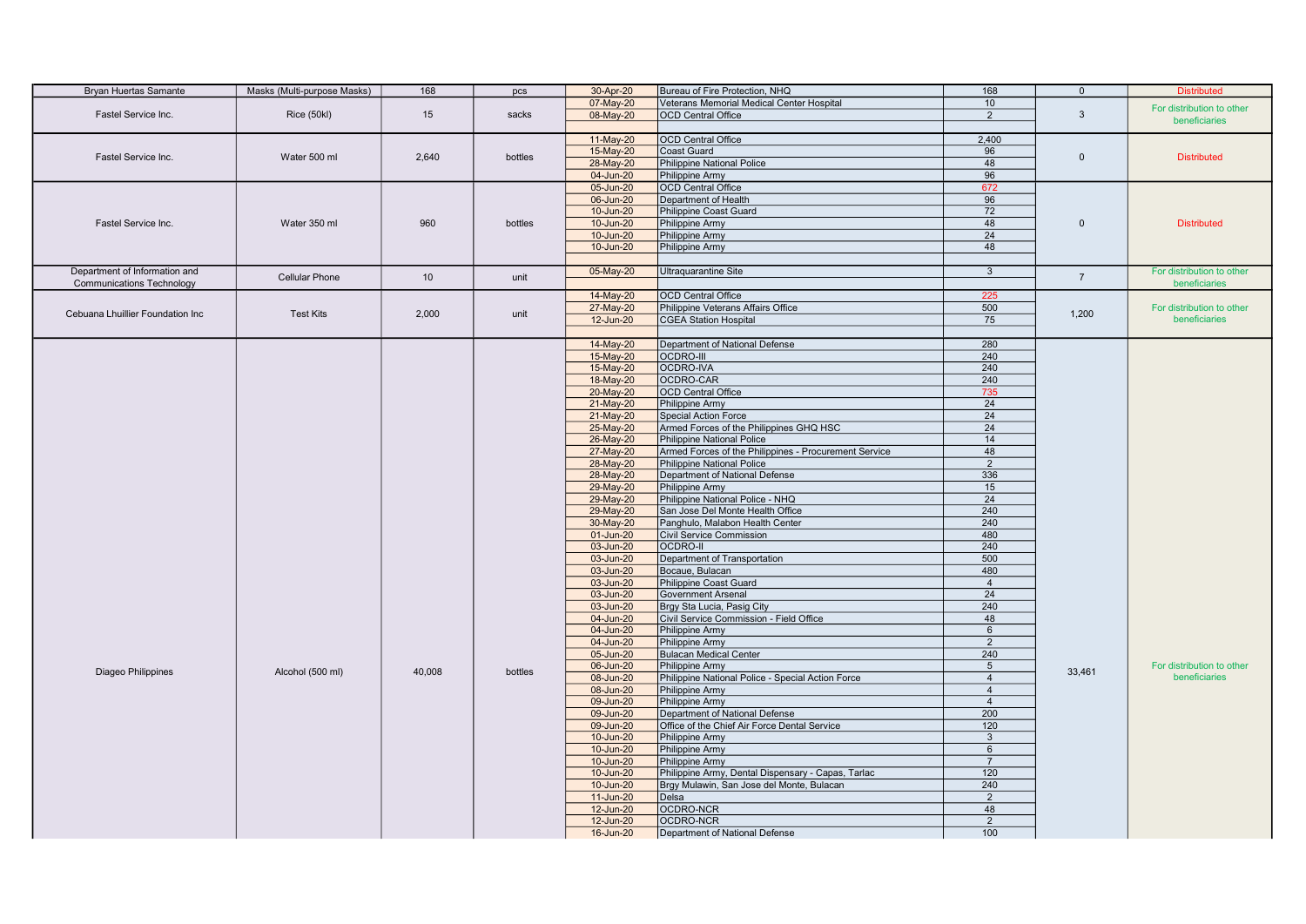| Bryan Huertas Samante | Masks (Multi-purpose Masks) | 168 | pcs | 30-Apr-20 | Bureau of Fire Protection, NHQ | 168 | 0 | Distributed |
|---|---|---|---|---|---|---|---|---|
| Fastel Service Inc. | Rice (50kl) | 15 | sacks | 07-May-20 | Veterans Memorial Medical Center Hospital | 10 | 3 | For distribution to other beneficiaries |
| | | | | 08-May-20 | OCD Central Office | 2 | | |
| | | | | | | | | |
| Fastel Service Inc. | Water 500 ml | 2,640 | bottles | 11-May-20 | OCD Central Office | 2,400 | 0 | Distributed |
| | | | | 15-May-20 | Coast Guard | 96 | | |
| | | | | 28-May-20 | Philippine National Police | 48 | | |
| | | | | 04-Jun-20 | Philippine Army | 96 | | |
| Fastel Service Inc. | Water 350 ml | 960 | bottles | 05-Jun-20 | OCD Central Office | 672 | 0 | Distributed |
| | | | | 06-Jun-20 | Department of Health | 96 | | |
| | | | | 10-Jun-20 | Philippine Coast Guard | 72 | | |
| | | | | 10-Jun-20 | Philippine Army | 48 | | |
| | | | | 10-Jun-20 | Philippine Army | 24 | | |
| | | | | 10-Jun-20 | Philippine Army | 48 | | |
| | | | | | | | | |
| Department of Information and Communications Technology | Cellular Phone | 10 | unit | 05-May-20 | Ultraquarantine Site | 3 | 7 | For distribution to other beneficiaries |
| | | | | | | | | |
| Cebuana Lhuillier Foundation Inc | Test Kits | 2,000 | unit | 14-May-20 | OCD Central Office | 225 | 1,200 | For distribution to other beneficiaries |
| | | | | 27-May-20 | Philippine Veterans Affairs Office | 500 | | |
| | | | | 12-Jun-20 | CGEA Station Hospital | 75 | | |
| | | | | | | | | |
| Diageo Philippines | Alcohol (500 ml) | 40,008 | bottles | 14-May-20 | Department of National Defense | 280 | 33,461 | For distribution to other beneficiaries |
| | | | | 15-May-20 | OCDRO-III | 240 | | |
| | | | | 15-May-20 | OCDRO-IVA | 240 | | |
| | | | | 18-May-20 | OCDRO-CAR | 240 | | |
| | | | | 20-May-20 | OCD Central Office | 735 | | |
| | | | | 21-May-20 | Philippine Army | 24 | | |
| | | | | 21-May-20 | Special Action Force | 24 | | |
| | | | | 25-May-20 | Armed Forces of the Philippines GHQ HSC | 24 | | |
| | | | | 26-May-20 | Philippine National Police | 14 | | |
| | | | | 27-May-20 | Armed Forces of the Philippines - Procurement Service | 48 | | |
| | | | | 28-May-20 | Philippine National Police | 2 | | |
| | | | | 28-May-20 | Department of National Defense | 336 | | |
| | | | | 29-May-20 | Philippine Army | 15 | | |
| | | | | 29-May-20 | Philippine National Police - NHQ | 24 | | |
| | | | | 29-May-20 | San Jose Del Monte Health Office | 240 | | |
| | | | | 30-May-20 | Panghulo, Malabon Health Center | 240 | | |
| | | | | 01-Jun-20 | Civil Service Commission | 480 | | |
| | | | | 03-Jun-20 | OCDRO-II | 240 | | |
| | | | | 03-Jun-20 | Department of Transportation | 500 | | |
| | | | | 03-Jun-20 | Bocaue, Bulacan | 480 | | |
| | | | | 03-Jun-20 | Philippine Coast Guard | 4 | | |
| | | | | 03-Jun-20 | Government Arsenal | 24 | | |
| | | | | 03-Jun-20 | Brgy Sta Lucia, Pasig City | 240 | | |
| | | | | 04-Jun-20 | Civil Service Commission - Field Office | 48 | | |
| | | | | 04-Jun-20 | Philippine Army | 6 | | |
| | | | | 04-Jun-20 | Philippine Army | 2 | | |
| | | | | 05-Jun-20 | Bulacan Medical Center | 240 | | |
| | | | | 06-Jun-20 | Philippine Army | 5 | | |
| | | | | 08-Jun-20 | Philippine National Police - Special Action Force | 4 | | |
| | | | | 08-Jun-20 | Philippine Army | 4 | | |
| | | | | 09-Jun-20 | Philippine Army | 4 | | |
| | | | | 09-Jun-20 | Department of National Defense | 200 | | |
| | | | | 09-Jun-20 | Office of the Chief Air Force Dental Service | 120 | | |
| | | | | 10-Jun-20 | Philippine Army | 3 | | |
| | | | | 10-Jun-20 | Philippine Army | 6 | | |
| | | | | 10-Jun-20 | Philippine Army | 7 | | |
| | | | | 10-Jun-20 | Philippine Army, Dental Dispensary - Capas, Tarlac | 120 | | |
| | | | | 10-Jun-20 | Brgy Mulawin, San Jose del Monte, Bulacan | 240 | | |
| | | | | 11-Jun-20 | Delsa | 2 | | |
| | | | | 12-Jun-20 | OCDRO-NCR | 48 | | |
| | | | | 12-Jun-20 | OCDRO-NCR | 2 | | |
| | | | | 16-Jun-20 | Department of National Defense | 100 | | |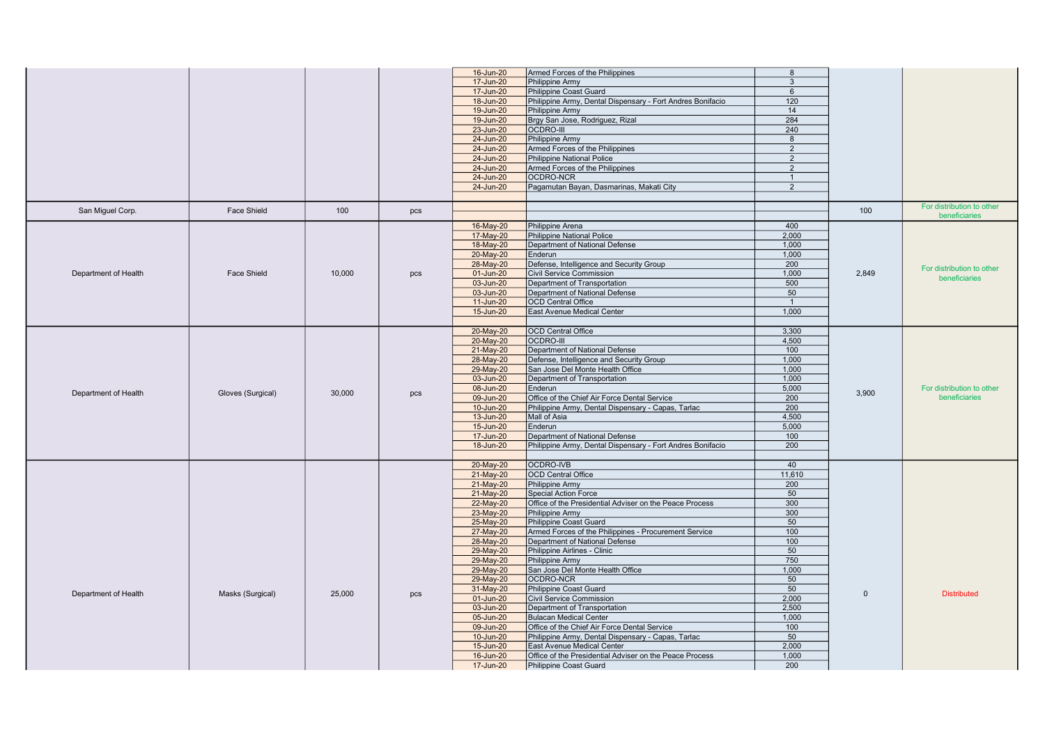| | | | | | | | | |
|---|---|---|---|---|---|---|---|---|
| | | | | 16-Jun-20 | Armed Forces of the Philippines | 8 | | |
| | | | | 17-Jun-20 | Philippine Army | 3 | | |
| | | | | 17-Jun-20 | Philippine Coast Guard | 6 | | |
| | | | | 18-Jun-20 | Philippine Army, Dental Dispensary - Fort Andres Bonifacio | 120 | | |
| | | | | 19-Jun-20 | Philippine Army | 14 | | |
| | | | | 19-Jun-20 | Brgy San Jose, Rodriguez, Rizal | 284 | | |
| | | | | 23-Jun-20 | OCDRO-III | 240 | | |
| | | | | 24-Jun-20 | Philippine Army | 8 | | |
| | | | | 24-Jun-20 | Armed Forces of the Philippines | 2 | | |
| | | | | 24-Jun-20 | Philippine National Police | 2 | | |
| | | | | 24-Jun-20 | Armed Forces of the Philippines | 2 | | |
| | | | | 24-Jun-20 | OCDRO-NCR | 1 | | |
| | | | | 24-Jun-20 | Pagamutan Bayan, Dasmarinas, Makati City | 2 | | |
| San Miguel Corp. | Face Shield | 100 | pcs | | | | 100 | For distribution to other beneficiaries |
| Department of Health | Face Shield | 10,000 | pcs | 16-May-20 | Philippine Arena | 400 | 2,849 | For distribution to other beneficiaries |
| | | | | 17-May-20 | Philippine National Police | 2,000 | | |
| | | | | 18-May-20 | Department of National Defense | 1,000 | | |
| | | | | 20-May-20 | Enderun | 1,000 | | |
| | | | | 28-May-20 | Defense, Intelligence and Security Group | 200 | | |
| | | | | 01-Jun-20 | Civil Service Commission | 1,000 | | |
| | | | | 03-Jun-20 | Department of Transportation | 500 | | |
| | | | | 03-Jun-20 | Department of National Defense | 50 | | |
| | | | | 11-Jun-20 | OCD Central Office | 1 | | |
| | | | | 15-Jun-20 | East Avenue Medical Center | 1,000 | | |
| Department of Health | Gloves (Surgical) | 30,000 | pcs | 20-May-20 | OCD Central Office | 3,300 | 3,900 | For distribution to other beneficiaries |
| | | | | 20-May-20 | OCDRO-III | 4,500 | | |
| | | | | 21-May-20 | Department of National Defense | 100 | | |
| | | | | 28-May-20 | Defense, Intelligence and Security Group | 1,000 | | |
| | | | | 29-May-20 | San Jose Del Monte Health Office | 1,000 | | |
| | | | | 03-Jun-20 | Department of Transportation | 1,000 | | |
| | | | | 08-Jun-20 | Enderun | 5,000 | | |
| | | | | 09-Jun-20 | Office of the Chief Air Force Dental Service | 200 | | |
| | | | | 10-Jun-20 | Philippine Army, Dental Dispensary - Capas, Tarlac | 200 | | |
| | | | | 13-Jun-20 | Mall of Asia | 4,500 | | |
| | | | | 15-Jun-20 | Enderun | 5,000 | | |
| | | | | 17-Jun-20 | Department of National Defense | 100 | | |
| | | | | 18-Jun-20 | Philippine Army, Dental Dispensary - Fort Andres Bonifacio | 200 | | |
| Department of Health | Masks (Surgical) | 25,000 | pcs | 20-May-20 | OCDRO-IVB | 40 | 0 | Distributed |
| | | | | 21-May-20 | OCD Central Office | 11,610 | | |
| | | | | 21-May-20 | Philippine Army | 200 | | |
| | | | | 21-May-20 | Special Action Force | 50 | | |
| | | | | 22-May-20 | Office of the Presidential Adviser on the Peace Process | 300 | | |
| | | | | 23-May-20 | Philippine Army | 300 | | |
| | | | | 25-May-20 | Philippine Coast Guard | 50 | | |
| | | | | 27-May-20 | Armed Forces of the Philippines - Procurement Service | 100 | | |
| | | | | 28-May-20 | Department of National Defense | 100 | | |
| | | | | 29-May-20 | Philippine Airlines - Clinic | 50 | | |
| | | | | 29-May-20 | Philippine Army | 750 | | |
| | | | | 29-May-20 | San Jose Del Monte Health Office | 1,000 | | |
| | | | | 29-May-20 | OCDRO-NCR | 50 | | |
| | | | | 31-May-20 | Philippine Coast Guard | 50 | | |
| | | | | 01-Jun-20 | Civil Service Commission | 2,000 | | |
| | | | | 03-Jun-20 | Department of Transportation | 2,500 | | |
| | | | | 05-Jun-20 | Bulacan Medical Center | 1,000 | | |
| | | | | 09-Jun-20 | Office of the Chief Air Force Dental Service | 100 | | |
| | | | | 10-Jun-20 | Philippine Army, Dental Dispensary - Capas, Tarlac | 50 | | |
| | | | | 15-Jun-20 | East Avenue Medical Center | 2,000 | | |
| | | | | 16-Jun-20 | Office of the Presidential Adviser on the Peace Process | 1,000 | | |
| | | | | 17-Jun-20 | Philippine Coast Guard | 200 | | |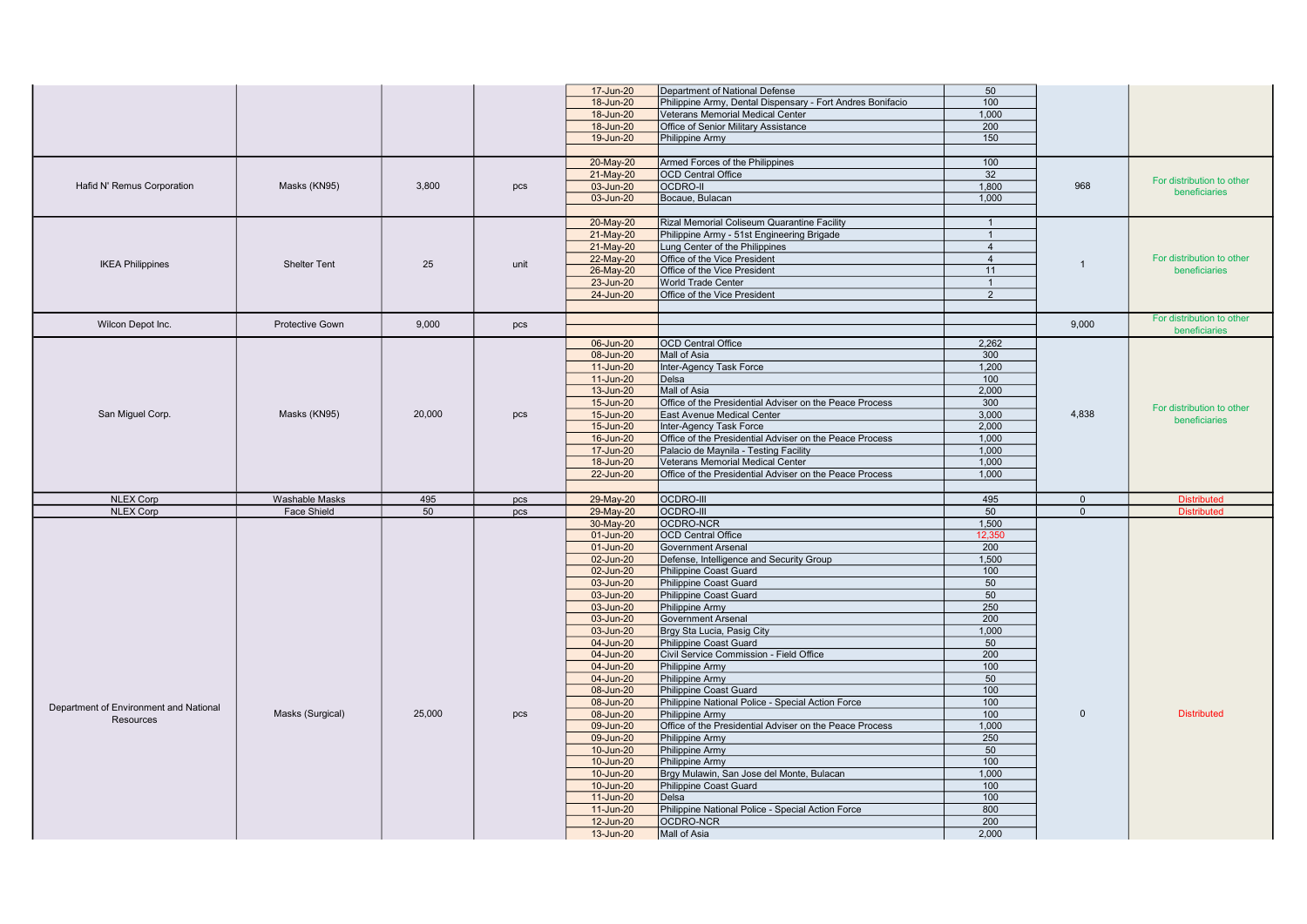| | | | | Date | Beneficiary | Quantity | | |
|---|---|---|---|---|---|---|---|---|
| | | | | 17-Jun-20 | Department of National Defense | 50 | | |
| | | | | 18-Jun-20 | Philippine Army, Dental Dispensary - Fort Andres Bonifacio | 100 | | |
| | | | | 18-Jun-20 | Veterans Memorial Medical Center | 1,000 | | |
| | | | | 18-Jun-20 | Office of Senior Military Assistance | 200 | | |
| | | | | 19-Jun-20 | Philippine Army | 150 | | |
| Hafid N' Remus Corporation | Masks (KN95) | 3,800 | pcs | 20-May-20 | Armed Forces of the Philippines | 100 | 968 | For distribution to other beneficiaries |
| | | | | 21-May-20 | OCD Central Office | 32 | | |
| | | | | 03-Jun-20 | OCDRO-II | 1,800 | | |
| | | | | 03-Jun-20 | Bocaue, Bulacan | 1,000 | | |
| IKEA Philippines | Shelter Tent | 25 | unit | 20-May-20 | Rizal Memorial Coliseum Quarantine Facility | 1 | 1 | For distribution to other beneficiaries |
| | | | | 21-May-20 | Philippine Army - 51st Engineering Brigade | 1 | | |
| | | | | 21-May-20 | Lung Center of the Philippines | 4 | | |
| | | | | 22-May-20 | Office of the Vice President | 4 | | |
| | | | | 26-May-20 | Office of the Vice President | 11 | | |
| | | | | 23-Jun-20 | World Trade Center | 1 | | |
| | | | | 24-Jun-20 | Office of the Vice President | 2 | | |
| Wilcon Depot Inc. | Protective Gown | 9,000 | pcs | | | | 9,000 | For distribution to other beneficiaries |
| San Miguel Corp. | Masks (KN95) | 20,000 | pcs | 06-Jun-20 | OCD Central Office | 2,262 | 4,838 | For distribution to other beneficiaries |
| | | | | 08-Jun-20 | Mall of Asia | 300 | | |
| | | | | 11-Jun-20 | Inter-Agency Task Force | 1,200 | | |
| | | | | 11-Jun-20 | Delsa | 100 | | |
| | | | | 13-Jun-20 | Mall of Asia | 2,000 | | |
| | | | | 15-Jun-20 | Office of the Presidential Adviser on the Peace Process | 300 | | |
| | | | | 15-Jun-20 | East Avenue Medical Center | 3,000 | | |
| | | | | 15-Jun-20 | Inter-Agency Task Force | 2,000 | | |
| | | | | 16-Jun-20 | Office of the Presidential Adviser on the Peace Process | 1,000 | | |
| | | | | 17-Jun-20 | Palacio de Maynila - Testing Facility | 1,000 | | |
| | | | | 18-Jun-20 | Veterans Memorial Medical Center | 1,000 | | |
| | | | | 22-Jun-20 | Office of the Presidential Adviser on the Peace Process | 1,000 | | |
| NLEX Corp | Washable Masks | 495 | pcs | 29-May-20 | OCDRO-III | 495 | 0 | Distributed |
| NLEX Corp | Face Shield | 50 | pcs | 29-May-20 | OCDRO-III | 50 | 0 | Distributed |
| Department of Environment and National Resources | Masks (Surgical) | 25,000 | pcs | 30-May-20 | OCDRO-NCR | 1,500 | 0 | Distributed |
| | | | | 01-Jun-20 | OCD Central Office | 12,350 | | |
| | | | | 01-Jun-20 | Government Arsenal | 200 | | |
| | | | | 02-Jun-20 | Defense, Intelligence and Security Group | 1,500 | | |
| | | | | 02-Jun-20 | Philippine Coast Guard | 100 | | |
| | | | | 03-Jun-20 | Philippine Coast Guard | 50 | | |
| | | | | 03-Jun-20 | Philippine Coast Guard | 50 | | |
| | | | | 03-Jun-20 | Philippine Army | 250 | | |
| | | | | 03-Jun-20 | Government Arsenal | 200 | | |
| | | | | 03-Jun-20 | Brgy Sta Lucia, Pasig City | 1,000 | | |
| | | | | 04-Jun-20 | Philippine Coast Guard | 50 | | |
| | | | | 04-Jun-20 | Civil Service Commission - Field Office | 200 | | |
| | | | | 04-Jun-20 | Philippine Army | 100 | | |
| | | | | 04-Jun-20 | Philippine Army | 50 | | |
| | | | | 08-Jun-20 | Philippine Coast Guard | 100 | | |
| | | | | 08-Jun-20 | Philippine National Police - Special Action Force | 100 | | |
| | | | | 08-Jun-20 | Philippine Army | 100 | | |
| | | | | 09-Jun-20 | Office of the Presidential Adviser on the Peace Process | 1,000 | | |
| | | | | 09-Jun-20 | Philippine Army | 250 | | |
| | | | | 10-Jun-20 | Philippine Army | 50 | | |
| | | | | 10-Jun-20 | Philippine Army | 100 | | |
| | | | | 10-Jun-20 | Brgy Mulawin, San Jose del Monte, Bulacan | 1,000 | | |
| | | | | 10-Jun-20 | Philippine Coast Guard | 100 | | |
| | | | | 11-Jun-20 | Delsa | 100 | | |
| | | | | 11-Jun-20 | Philippine National Police - Special Action Force | 800 | | |
| | | | | 12-Jun-20 | OCDRO-NCR | 200 | | |
| | | | | 13-Jun-20 | Mall of Asia | 2,000 | | |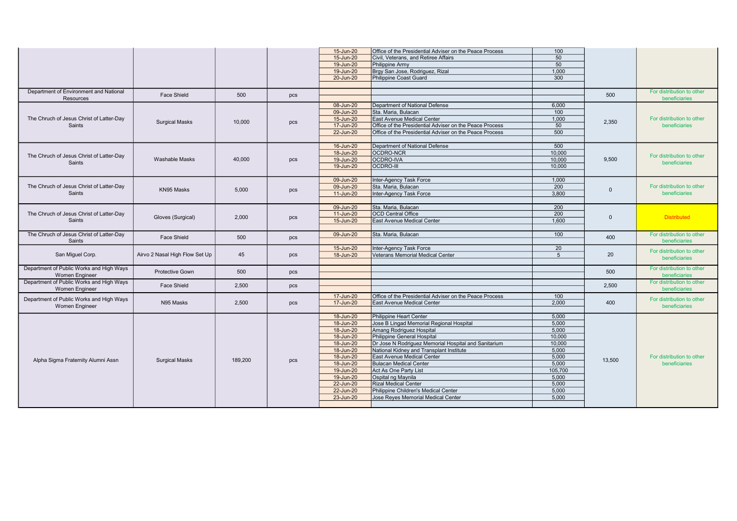| | | | | | | | | |
|---|---|---|---|---|---|---|---|---|
| | | | | 15-Jun-20 | Office of the Presidential Adviser on the Peace Process | 100 | | |
| | | | | 15-Jun-20 | Civil, Veterans, and Retiree Affairs | 50 | | |
| | | | | 19-Jun-20 | Philippine Army | 50 | | |
| | | | | 19-Jun-20 | Brgy San Jose, Rodriguez, Rizal | 1,000 | | |
| | | | | 20-Jun-20 | Philippine Coast Guard | 300 | | |
| Department of Environment and National Resources | Face Shield | 500 | pcs | | | | 500 | For distribution to other beneficiaries |
| The Chruch of Jesus Christ of Latter-Day Saints | Surgical Masks | 10,000 | pcs | 08-Jun-20 | Department of National Defense | 6,000 | 2,350 | For distribution to other beneficiaries |
| | | | | 09-Jun-20 | Sta. Maria, Bulacan | 100 | | |
| | | | | 15-Jun-20 | East Avenue Medical Center | 1,000 | | |
| | | | | 17-Jun-20 | Office of the Presidential Adviser on the Peace Process | 50 | | |
| | | | | 22-Jun-20 | Office of the Presidential Adviser on the Peace Process | 500 | | |
| The Chruch of Jesus Christ of Latter-Day Saints | Washable Masks | 40,000 | pcs | 16-Jun-20 | Department of National Defense | 500 | 9,500 | For distribution to other beneficiaries |
| | | | | 18-Jun-20 | OCDRO-NCR | 10,000 | | |
| | | | | 19-Jun-20 | OCDRO-IVA | 10,000 | | |
| | | | | 19-Jun-20 | OCDRO-III | 10,000 | | |
| The Chruch of Jesus Christ of Latter-Day Saints | KN95 Masks | 5,000 | pcs | 09-Jun-20 | Inter-Agency Task Force | 1,000 | 0 | For distribution to other beneficiaries |
| | | | | 09-Jun-20 | Sta. Maria, Bulacan | 200 | | |
| | | | | 11-Jun-20 | Inter-Agency Task Force | 3,800 | | |
| The Chruch of Jesus Christ of Latter-Day Saints | Gloves (Surgical) | 2,000 | pcs | 09-Jun-20 | Sta. Maria, Bulacan | 200 | 0 | Distributed |
| | | | | 11-Jun-20 | OCD Central Office | 200 | | |
| | | | | 15-Jun-20 | East Avenue Medical Center | 1,600 | | |
| The Chruch of Jesus Christ of Latter-Day Saints | Face Shield | 500 | pcs | 09-Jun-20 | Sta. Maria, Bulacan | 100 | 400 | For distribution to other beneficiaries |
| San Miguel Corp. | Airvo 2 Nasal High Flow Set Up | 45 | pcs | 15-Jun-20 | Inter-Agency Task Force | 20 | 20 | For distribution to other beneficiaries |
| | | | | 18-Jun-20 | Veterans Memorial Medical Center | 5 | | |
| Department of Public Works and High Ways Women Engineer | Protective Gown | 500 | pcs | | | | 500 | For distribution to other beneficiaries |
| Department of Public Works and High Ways Women Engineer | Face Shield | 2,500 | pcs | | | | 2,500 | For distribution to other beneficiaries |
| Department of Public Works and High Ways Women Engineer | N95 Masks | 2,500 | pcs | 17-Jun-20 | Office of the Presidential Adviser on the Peace Process | 100 | 400 | For distribution to other beneficiaries |
| | | | | 17-Jun-20 | East Avenue Medical Center | 2,000 | | |
| Alpha Sigma Fraternity Alumni Assn | Surgical Masks | 189,200 | pcs | 18-Jun-20 | Philippine Heart Center | 5,000 | 13,500 | For distribution to other beneficiaries |
| | | | | 18-Jun-20 | Jose B Lingad Memorial Regional Hospital | 5,000 | | |
| | | | | 18-Jun-20 | Amang Rodriguez Hospital | 5,000 | | |
| | | | | 18-Jun-20 | Philippine General Hospital | 10,000 | | |
| | | | | 18-Jun-20 | Dr Jose N Rodriguez Memorial Hospital and Sanitarium | 10,000 | | |
| | | | | 18-Jun-20 | National Kidney and Transplant Institute | 5,000 | | |
| | | | | 18-Jun-20 | East Avenue Medical Center | 5,000 | | |
| | | | | 18-Jun-20 | Bulacan Medical Center | 5,000 | | |
| | | | | 19-Jun-20 | Act As One Party List | 105,700 | | |
| | | | | 19-Jun-20 | Ospital ng Maynila | 5,000 | | |
| | | | | 22-Jun-20 | Rizal Medical Center | 5,000 | | |
| | | | | 22-Jun-20 | Philippine Children's Medical Center | 5,000 | | |
| | | | | 23-Jun-20 | Jose Reyes Memorial Medical Center | 5,000 | | |